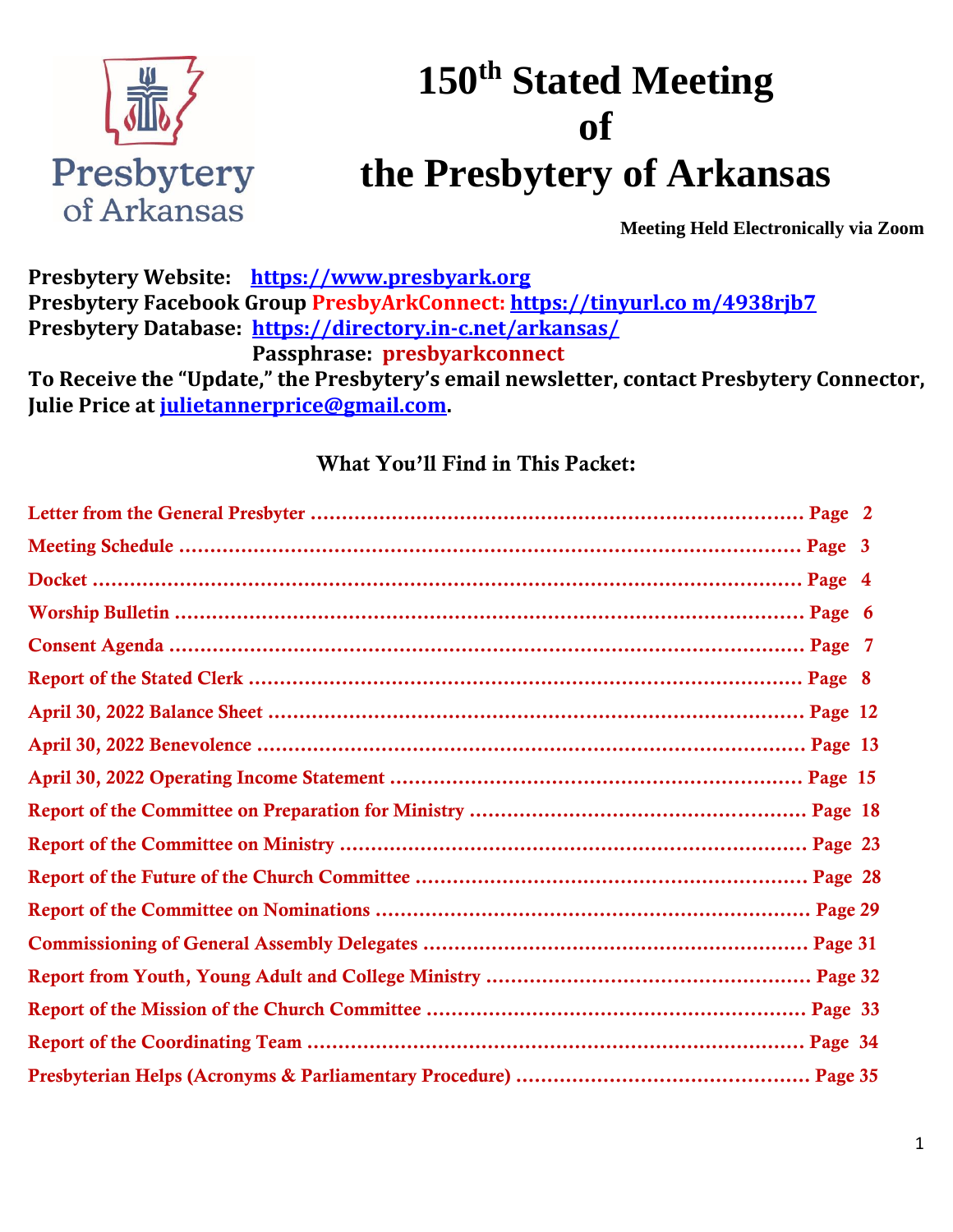Presbytery of Arkansas

# 150th Stated Meeting of the Presbytery of Arkansas

**Meeting Held Electronically via Zoom**

**Presbytery Website:** **https://www.presbyark.org**
**Presbytery Facebook Group PresbyArkConnect: https://tinyurl.co m/4938rjb7**
**Presbytery Database: https://directory.in-c.net/arkansas/**
**Passphrase: presbyarkconnect**
**To Receive the "Update," the Presbytery's email newsletter, contact Presbytery Connector, Julie Price at julietannerprice@gmail.com.**

## What You'll Find in This Packet:

| | |
|---|---|
| Letter from the General Presbyter | Page 2 |
| Meeting Schedule | Page 3 |
| Docket | Page 4 |
| Worship Bulletin | Page 6 |
| Consent Agenda | Page 7 |
| Report of the Stated Clerk | Page 8 |
| April 30, 2022 Balance Sheet | Page 12 |
| April 30, 2022 Benevolence | Page 13 |
| April 30, 2022 Operating Income Statement | Page 15 |
| Report of the Committee on Preparation for Ministry | Page 18 |
| Report of the Committee on Ministry | Page 23 |
| Report of the Future of the Church Committee | Page 28 |
| Report of the Committee on Nominations | Page 29 |
| Commissioning of General Assembly Delegates | Page 31 |
| Report from Youth, Young Adult and College Ministry | Page 32 |
| Report of the Mission of the Church Committee | Page 33 |
| Report of the Coordinating Team | Page 34 |
| Presbyterian Helps (Acronyms & Parliamentary Procedure) | Page 35 |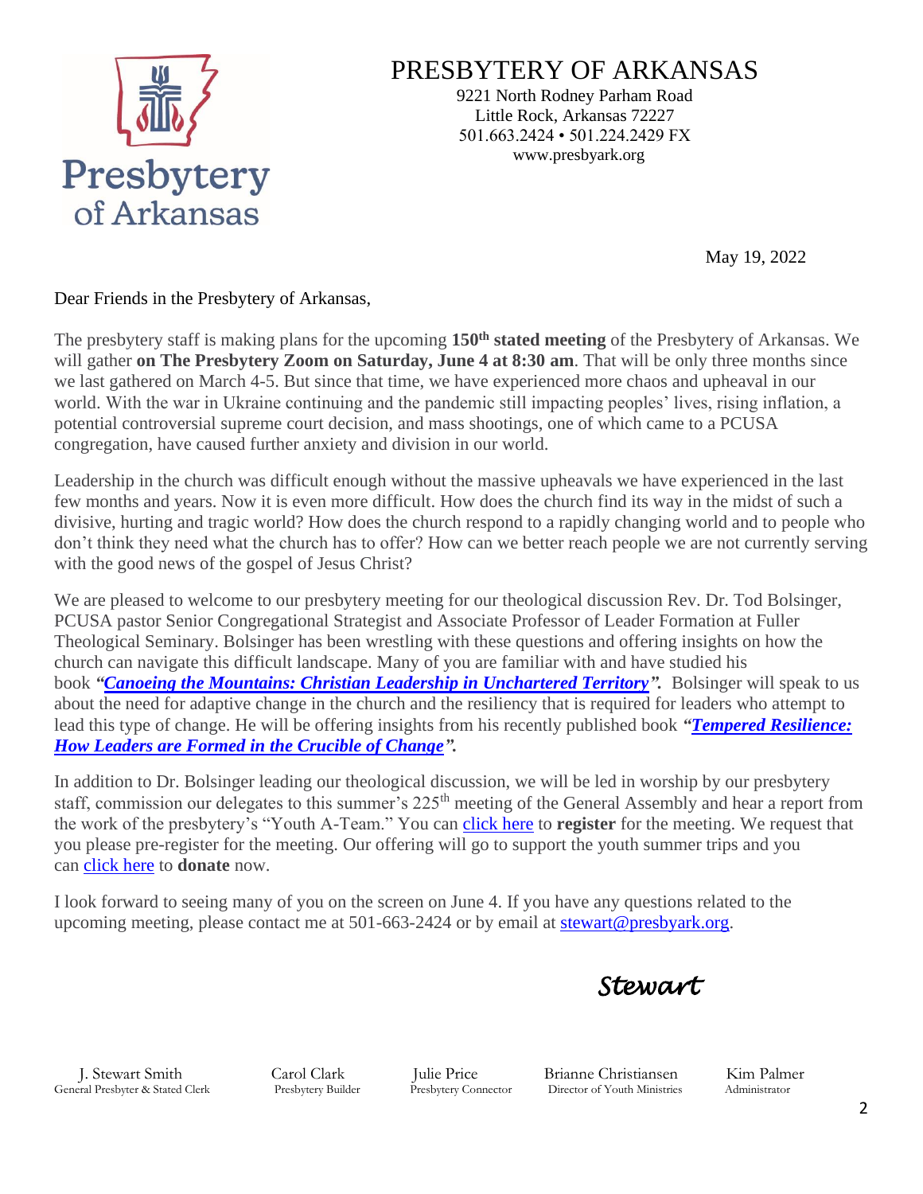# PRESBYTERY OF ARKANSAS

9221 North Rodney Parham Road
Little Rock, Arkansas 72227
501.663.2424 • 501.224.2429 FX
www.presbyark.org

May 19, 2022

Dear Friends in the Presbytery of Arkansas,

The presbytery staff is making plans for the upcoming **150th stated meeting** of the Presbytery of Arkansas. We will gather **on The Presbytery Zoom on Saturday, June 4 at 8:30 am**. That will be only three months since we last gathered on March 4-5. But since that time, we have experienced more chaos and upheaval in our world. With the war in Ukraine continuing and the pandemic still impacting peoples' lives, rising inflation, a potential controversial supreme court decision, and mass shootings, one of which came to a PCUSA congregation, have caused further anxiety and division in our world.

Leadership in the church was difficult enough without the massive upheavals we have experienced in the last few months and years. Now it is even more difficult. How does the church find its way in the midst of such a divisive, hurting and tragic world? How does the church respond to a rapidly changing world and to people who don't think they need what the church has to offer? How can we better reach people we are not currently serving with the good news of the gospel of Jesus Christ?

We are pleased to welcome to our presbytery meeting for our theological discussion Rev. Dr. Tod Bolsinger, PCUSA pastor Senior Congregational Strategist and Associate Professor of Leader Formation at Fuller Theological Seminary. Bolsinger has been wrestling with these questions and offering insights on how the church can navigate this difficult landscape. Many of you are familiar with and have studied his book ***"Canoeing the Mountains: Christian Leadership in Unchartered Territory".*** Bolsinger will speak to us about the need for adaptive change in the church and the resiliency that is required for leaders who attempt to lead this type of change. He will be offering insights from his recently published book ***"Tempered Resilience: How Leaders are Formed in the Crucible of Change".***

In addition to Dr. Bolsinger leading our theological discussion, we will be led in worship by our presbytery staff, commission our delegates to this summer's 225th meeting of the General Assembly and hear a report from the work of the presbytery's "Youth A-Team." You can click here to **register** for the meeting. We request that you please pre-register for the meeting. Our offering will go to support the youth summer trips and you can click here to **donate** now.

I look forward to seeing many of you on the screen on June 4. If you have any questions related to the upcoming meeting, please contact me at 501-663-2424 or by email at stewart@presbyark.org.

*Stewart*

| J. Stewart Smith | Carol Clark | Julie Price | Brianne Christiansen | Kim Palmer |
|---|---|---|---|---|
| General Presbyter & Stated Clerk | Presbytery Builder | Presbytery Connector | Director of Youth Ministries | Administrator |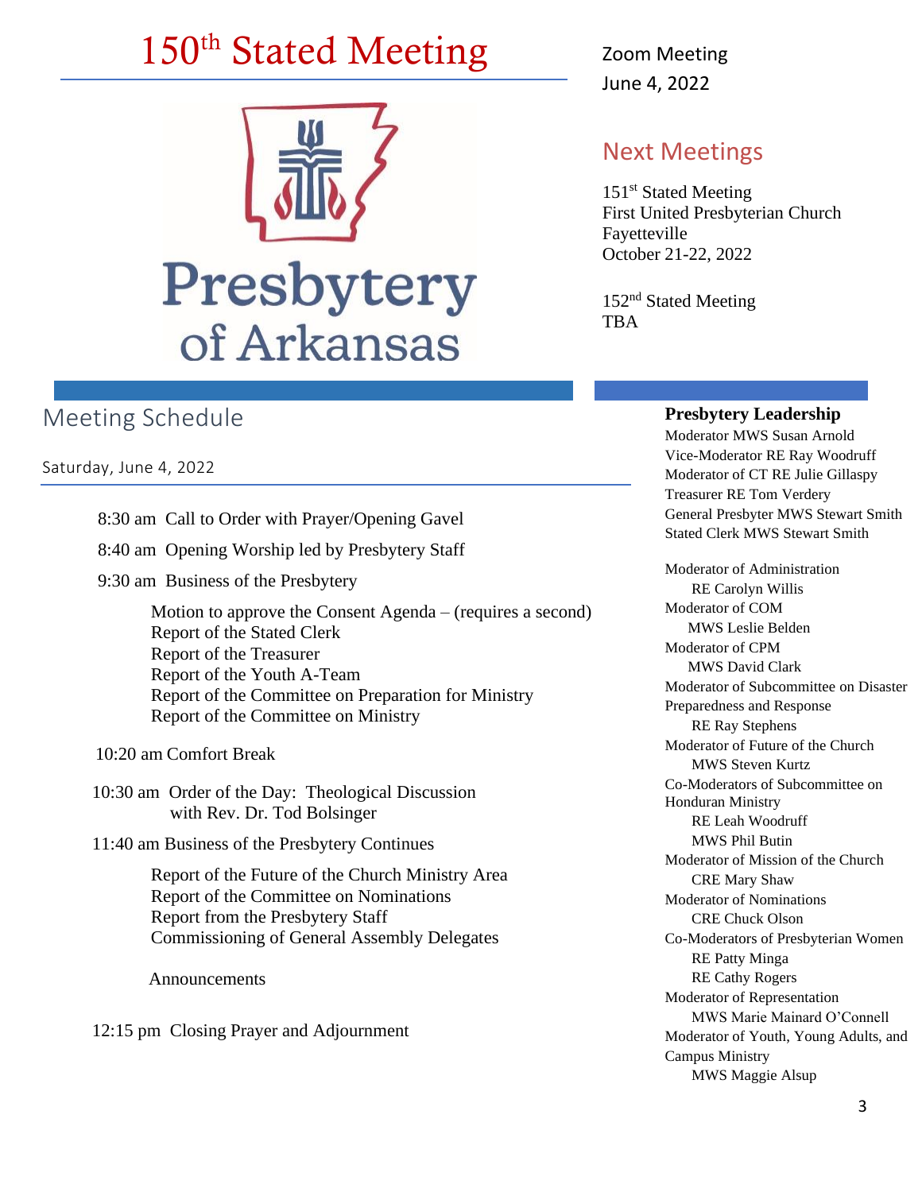# 150th Stated Meeting

Zoom Meeting
June 4, 2022

Presbytery of Arkansas

## Next Meetings

151st Stated Meeting
First United Presbyterian Church
Fayetteville
October 21-22, 2022

152nd Stated Meeting
TBA

## Meeting Schedule

Saturday, June 4, 2022

8:30 am Call to Order with Prayer/Opening Gavel

8:40 am Opening Worship led by Presbytery Staff

9:30 am Business of the Presbytery

- Motion to approve the Consent Agenda – (requires a second)
- Report of the Stated Clerk
- Report of the Treasurer
- Report of the Youth A-Team
- Report of the Committee on Preparation for Ministry
- Report of the Committee on Ministry

10:20 am Comfort Break

10:30 am Order of the Day: Theological Discussion with Rev. Dr. Tod Bolsinger

11:40 am Business of the Presbytery Continues

- Report of the Future of the Church Ministry Area
- Report of the Committee on Nominations
- Report from the Presbytery Staff
- Commissioning of General Assembly Delegates

Announcements

12:15 pm Closing Prayer and Adjournment

### Presbytery Leadership

Moderator MWS Susan Arnold
Vice-Moderator RE Ray Woodruff
Moderator of CT RE Julie Gillaspy
Treasurer RE Tom Verdery
General Presbyter MWS Stewart Smith
Stated Clerk MWS Stewart Smith

Moderator of Administration
RE Carolyn Willis
Moderator of COM
MWS Leslie Belden
Moderator of CPM
MWS David Clark
Moderator of Subcommittee on Disaster Preparedness and Response
RE Ray Stephens
Moderator of Future of the Church
MWS Steven Kurtz
Co-Moderators of Subcommittee on Honduran Ministry
RE Leah Woodruff
MWS Phil Butin
Moderator of Mission of the Church
CRE Mary Shaw
Moderator of Nominations
CRE Chuck Olson
Co-Moderators of Presbyterian Women
RE Patty Minga
RE Cathy Rogers
Moderator of Representation
MWS Marie Mainard O'Connell
Moderator of Youth, Young Adults, and Campus Ministry
MWS Maggie Alsup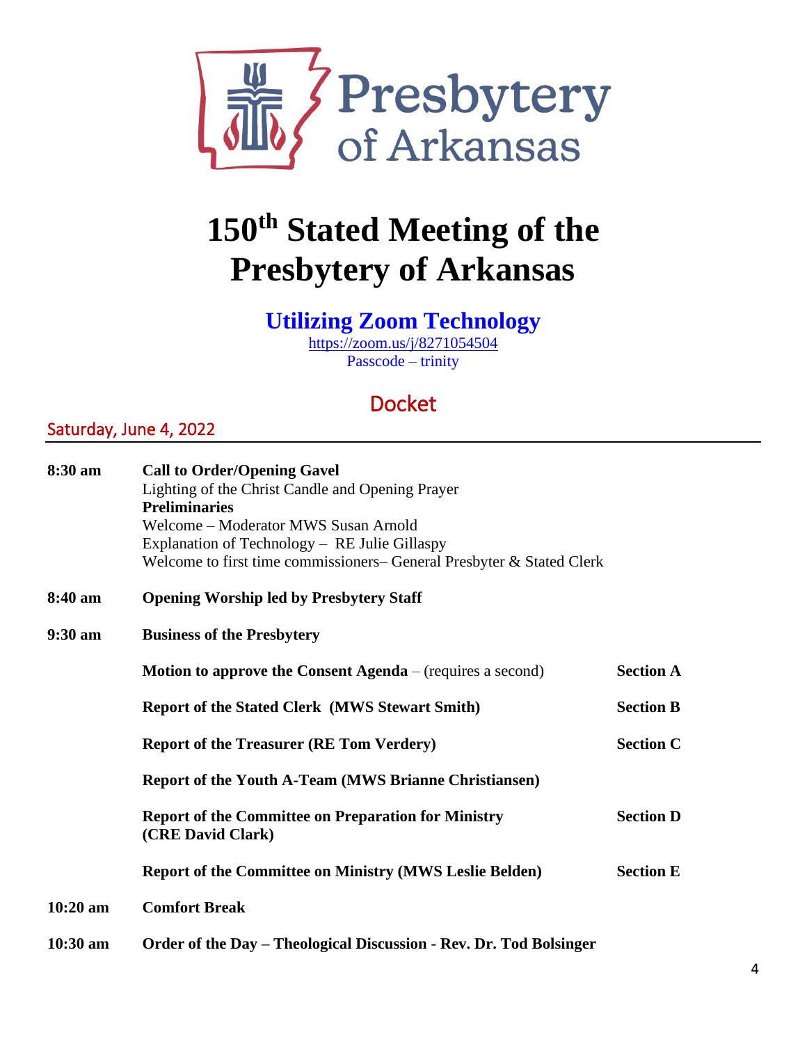# 150th Stated Meeting of the Presbytery of Arkansas

## Utilizing Zoom Technology

https://zoom.us/j/8271054504
Passcode – trinity

## Docket

### Saturday, June 4, 2022

**8:30 am** **Call to Order/Opening Gavel**
Lighting of the Christ Candle and Opening Prayer
**Preliminaries**
Welcome – Moderator MWS Susan Arnold
Explanation of Technology – RE Julie Gillaspy
Welcome to first time commissioners– General Presbyter & Stated Clerk

**8:40 am** **Opening Worship led by Presbytery Staff**

**9:30 am** **Business of the Presbytery**

| | | |
|---|---|---|
| | **Motion to approve the Consent Agenda** – (requires a second) | **Section A** |
| | **Report of the Stated Clerk (MWS Stewart Smith)** | **Section B** |
| | **Report of the Treasurer (RE Tom Verdery)** | **Section C** |
| | **Report of the Youth A-Team (MWS Brianne Christiansen)** | |
| | **Report of the Committee on Preparation for Ministry (CRE David Clark)** | **Section D** |
| | **Report of the Committee on Ministry (MWS Leslie Belden)** | **Section E** |

**10:20 am** **Comfort Break**

**10:30 am** **Order of the Day – Theological Discussion - Rev. Dr. Tod Bolsinger**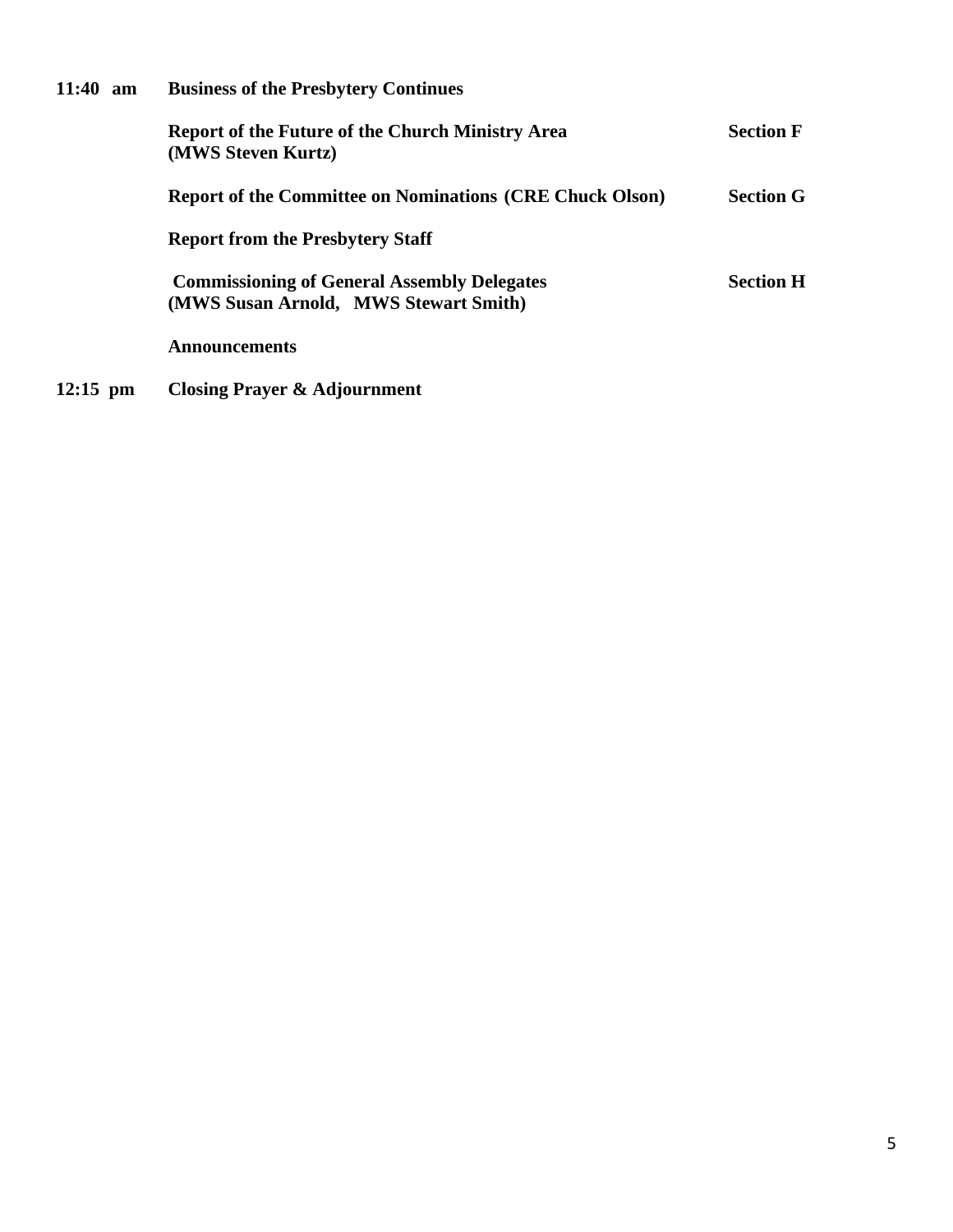| | | |
|---|---|---|
| **11:40 am** | **Business of the Presbytery Continues** | |
| | **Report of the Future of the Church Ministry Area (MWS Steven Kurtz)** | **Section F** |
| | **Report of the Committee on Nominations (CRE Chuck Olson)** | **Section G** |
| | **Report from the Presbytery Staff** | |
| | **Commissioning of General Assembly Delegates (MWS Susan Arnold, MWS Stewart Smith)** | **Section H** |
| | **Announcements** | |
| **12:15 pm** | **Closing Prayer & Adjournment** | |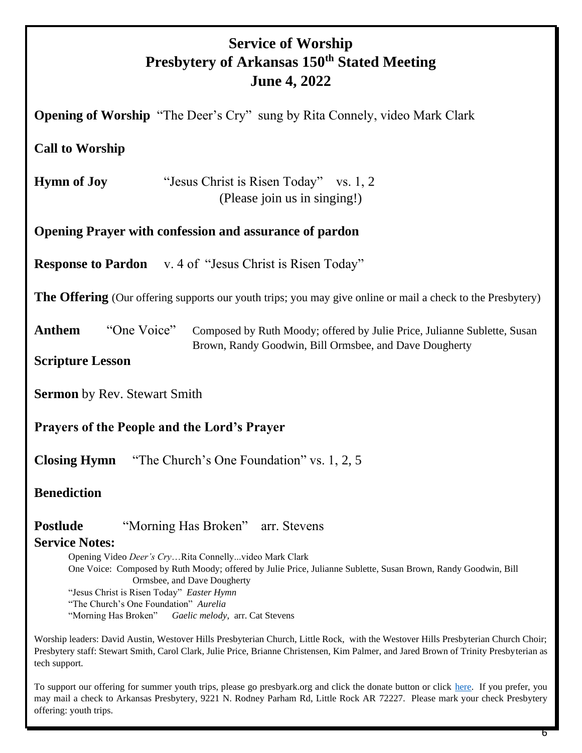# Service of Worship
# Presbytery of Arkansas 150th Stated Meeting
# June 4, 2022

**Opening of Worship** "The Deer's Cry" sung by Rita Connely, video Mark Clark

**Call to Worship**

**Hymn of Joy** "Jesus Christ is Risen Today" vs. 1, 2
(Please join us in singing!)

**Opening Prayer with confession and assurance of pardon**

**Response to Pardon** v. 4 of "Jesus Christ is Risen Today"

**The Offering** (Our offering supports our youth trips; you may give online or mail a check to the Presbytery)

**Anthem** "One Voice" Composed by Ruth Moody; offered by Julie Price, Julianne Sublette, Susan Brown, Randy Goodwin, Bill Ormsbee, and Dave Dougherty

**Scripture Lesson**

**Sermon** by Rev. Stewart Smith

**Prayers of the People and the Lord's Prayer**

**Closing Hymn** "The Church's One Foundation" vs. 1, 2, 5

**Benediction**

**Postlude** "Morning Has Broken" arr. Stevens

**Service Notes:**

Opening Video *Deer's Cry*…Rita Connelly...video Mark Clark
One Voice: Composed by Ruth Moody; offered by Julie Price, Julianne Sublette, Susan Brown, Randy Goodwin, Bill Ormsbee, and Dave Dougherty
"Jesus Christ is Risen Today" *Easter Hymn*
"The Church's One Foundation" *Aurelia*
"Morning Has Broken" *Gaelic melody*, arr. Cat Stevens

Worship leaders: David Austin, Westover Hills Presbyterian Church, Little Rock, with the Westover Hills Presbyterian Church Choir; Presbytery staff: Stewart Smith, Carol Clark, Julie Price, Brianne Christensen, Kim Palmer, and Jared Brown of Trinity Presbyterian as tech support.

To support our offering for summer youth trips, please go presbyark.org and click the donate button or click here. If you prefer, you may mail a check to Arkansas Presbytery, 9221 N. Rodney Parham Rd, Little Rock AR 72227. Please mark your check Presbytery offering: youth trips.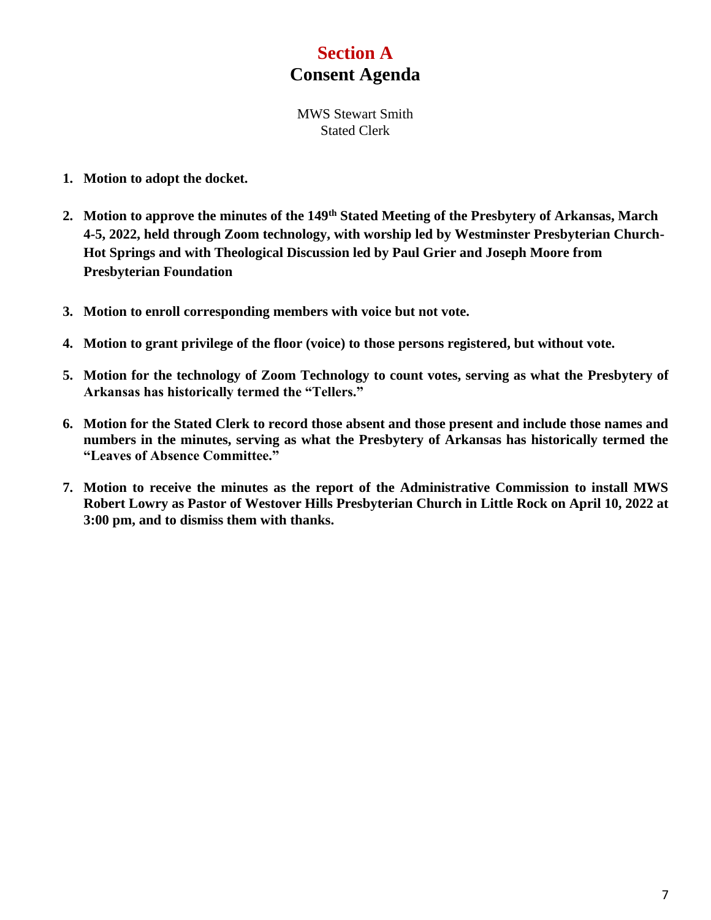# Section A
## Consent Agenda

MWS Stewart Smith
Stated Clerk

1. **Motion to adopt the docket.**

2. **Motion to approve the minutes of the 149th Stated Meeting of the Presbytery of Arkansas, March 4-5, 2022, held through Zoom technology, with worship led by Westminster Presbyterian Church-Hot Springs and with Theological Discussion led by Paul Grier and Joseph Moore from Presbyterian Foundation**

3. **Motion to enroll corresponding members with voice but not vote.**

4. **Motion to grant privilege of the floor (voice) to those persons registered, but without vote.**

5. **Motion for the technology of Zoom Technology to count votes, serving as what the Presbytery of Arkansas has historically termed the "Tellers."**

6. **Motion for the Stated Clerk to record those absent and those present and include those names and numbers in the minutes, serving as what the Presbytery of Arkansas has historically termed the "Leaves of Absence Committee."**

7. **Motion to receive the minutes as the report of the Administrative Commission to install MWS Robert Lowry as Pastor of Westover Hills Presbyterian Church in Little Rock on April 10, 2022 at 3:00 pm, and to dismiss them with thanks.**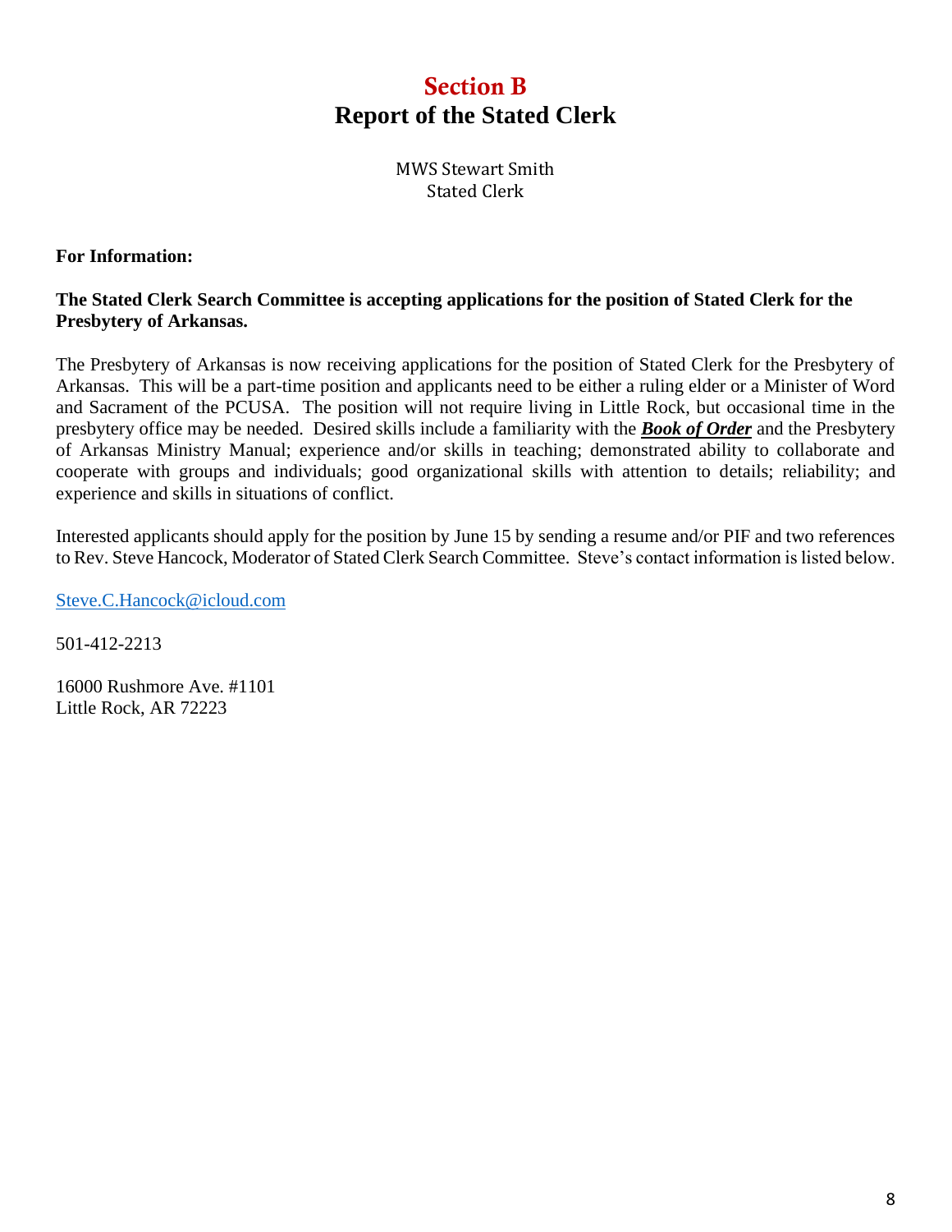# Section B
## Report of the Stated Clerk

MWS Stewart Smith
Stated Clerk

**For Information:**

**The Stated Clerk Search Committee is accepting applications for the position of Stated Clerk for the Presbytery of Arkansas.**

The Presbytery of Arkansas is now receiving applications for the position of Stated Clerk for the Presbytery of Arkansas. This will be a part-time position and applicants need to be either a ruling elder or a Minister of Word and Sacrament of the PCUSA. The position will not require living in Little Rock, but occasional time in the presbytery office may be needed. Desired skills include a familiarity with the ***Book of Order*** and the Presbytery of Arkansas Ministry Manual; experience and/or skills in teaching; demonstrated ability to collaborate and cooperate with groups and individuals; good organizational skills with attention to details; reliability; and experience and skills in situations of conflict.

Interested applicants should apply for the position by June 15 by sending a resume and/or PIF and two references to Rev. Steve Hancock, Moderator of Stated Clerk Search Committee. Steve's contact information is listed below.

Steve.C.Hancock@icloud.com

501-412-2213

16000 Rushmore Ave. #1101
Little Rock, AR 72223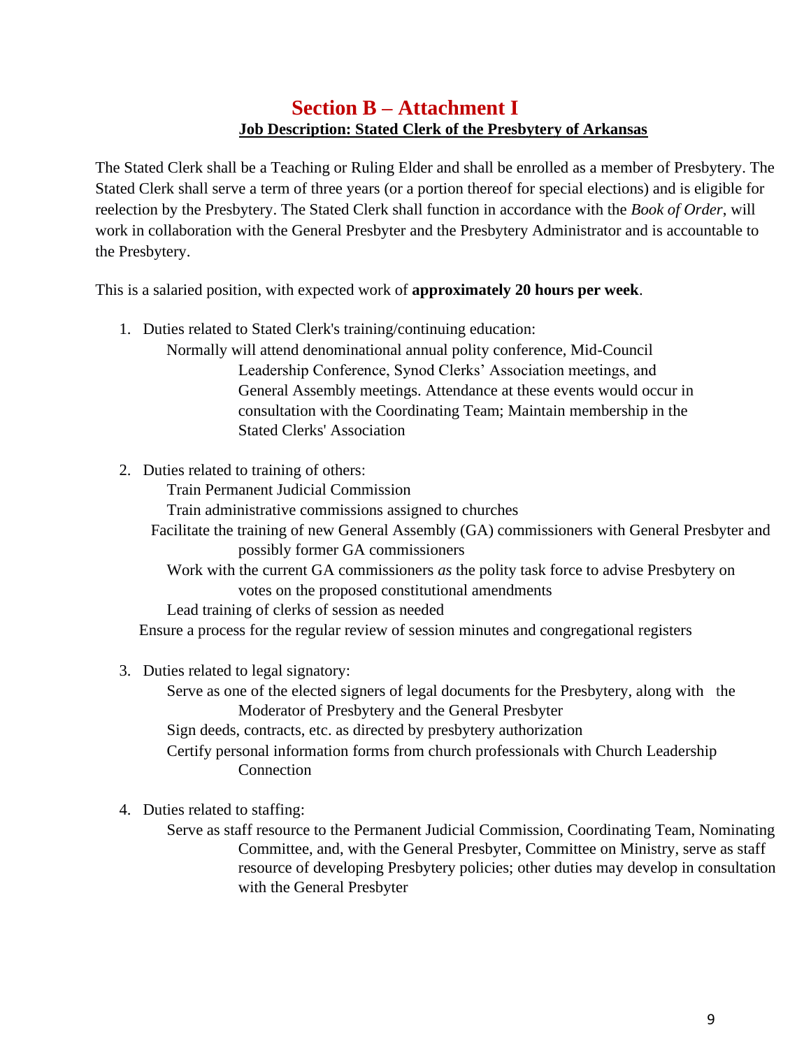# Section B – Attachment I

## Job Description: Stated Clerk of the Presbytery of Arkansas

The Stated Clerk shall be a Teaching or Ruling Elder and shall be enrolled as a member of Presbytery. The Stated Clerk shall serve a term of three years (or a portion thereof for special elections) and is eligible for reelection by the Presbytery. The Stated Clerk shall function in accordance with the *Book of Order*, will work in collaboration with the General Presbyter and the Presbytery Administrator and is accountable to the Presbytery.

This is a salaried position, with expected work of **approximately 20 hours per week**.

1. Duties related to Stated Clerk's training/continuing education:
   - Normally will attend denominational annual polity conference, Mid-Council Leadership Conference, Synod Clerks' Association meetings, and General Assembly meetings. Attendance at these events would occur in consultation with the Coordinating Team; Maintain membership in the Stated Clerks' Association

2. Duties related to training of others:
   - Train Permanent Judicial Commission
   - Train administrative commissions assigned to churches
   - Facilitate the training of new General Assembly (GA) commissioners with General Presbyter and possibly former GA commissioners
   - Work with the current GA commissioners *as* the polity task force to advise Presbytery on votes on the proposed constitutional amendments
   - Lead training of clerks of session as needed
   - Ensure a process for the regular review of session minutes and congregational registers

3. Duties related to legal signatory:
   - Serve as one of the elected signers of legal documents for the Presbytery, along with the Moderator of Presbytery and the General Presbyter
   - Sign deeds, contracts, etc. as directed by presbytery authorization
   - Certify personal information forms from church professionals with Church Leadership Connection

4. Duties related to staffing:
   - Serve as staff resource to the Permanent Judicial Commission, Coordinating Team, Nominating Committee, and, with the General Presbyter, Committee on Ministry, serve as staff resource of developing Presbytery policies; other duties may develop in consultation with the General Presbyter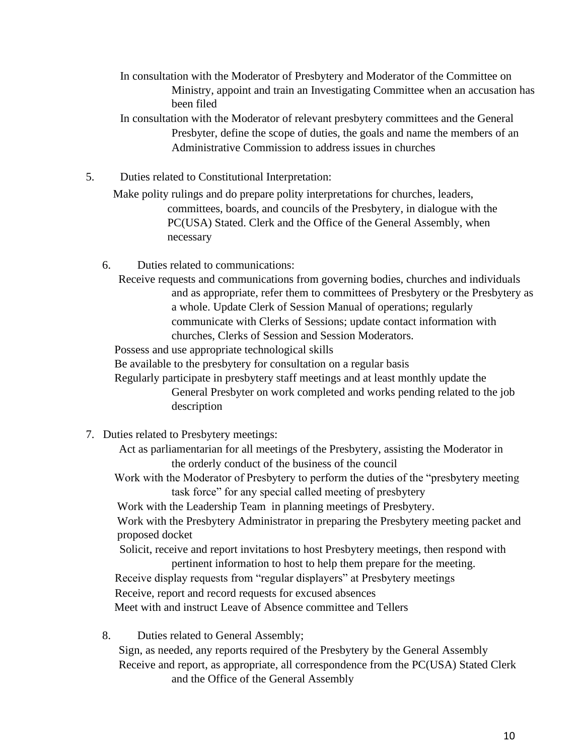In consultation with the Moderator of Presbytery and Moderator of the Committee on Ministry, appoint and train an Investigating Committee when an accusation has been filed

In consultation with the Moderator of relevant presbytery committees and the General Presbyter, define the scope of duties, the goals and name the members of an Administrative Commission to address issues in churches

5. Duties related to Constitutional Interpretation:

Make polity rulings and do prepare polity interpretations for churches, leaders, committees, boards, and councils of the Presbytery, in dialogue with the PC(USA) Stated. Clerk and the Office of the General Assembly, when necessary

6. Duties related to communications:

Receive requests and communications from governing bodies, churches and individuals and as appropriate, refer them to committees of Presbytery or the Presbytery as a whole. Update Clerk of Session Manual of operations; regularly communicate with Clerks of Sessions; update contact information with churches, Clerks of Session and Session Moderators.

Possess and use appropriate technological skills

Be available to the presbytery for consultation on a regular basis

Regularly participate in presbytery staff meetings and at least monthly update the General Presbyter on work completed and works pending related to the job description

7. Duties related to Presbytery meetings:

Act as parliamentarian for all meetings of the Presbytery, assisting the Moderator in the orderly conduct of the business of the council

Work with the Moderator of Presbytery to perform the duties of the "presbytery meeting task force" for any special called meeting of presbytery

Work with the Leadership Team in planning meetings of Presbytery.

Work with the Presbytery Administrator in preparing the Presbytery meeting packet and proposed docket

Solicit, receive and report invitations to host Presbytery meetings, then respond with pertinent information to host to help them prepare for the meeting.

Receive display requests from "regular displayers" at Presbytery meetings

Receive, report and record requests for excused absences

Meet with and instruct Leave of Absence committee and Tellers

8. Duties related to General Assembly;

Sign, as needed, any reports required of the Presbytery by the General Assembly

Receive and report, as appropriate, all correspondence from the PC(USA) Stated Clerk and the Office of the General Assembly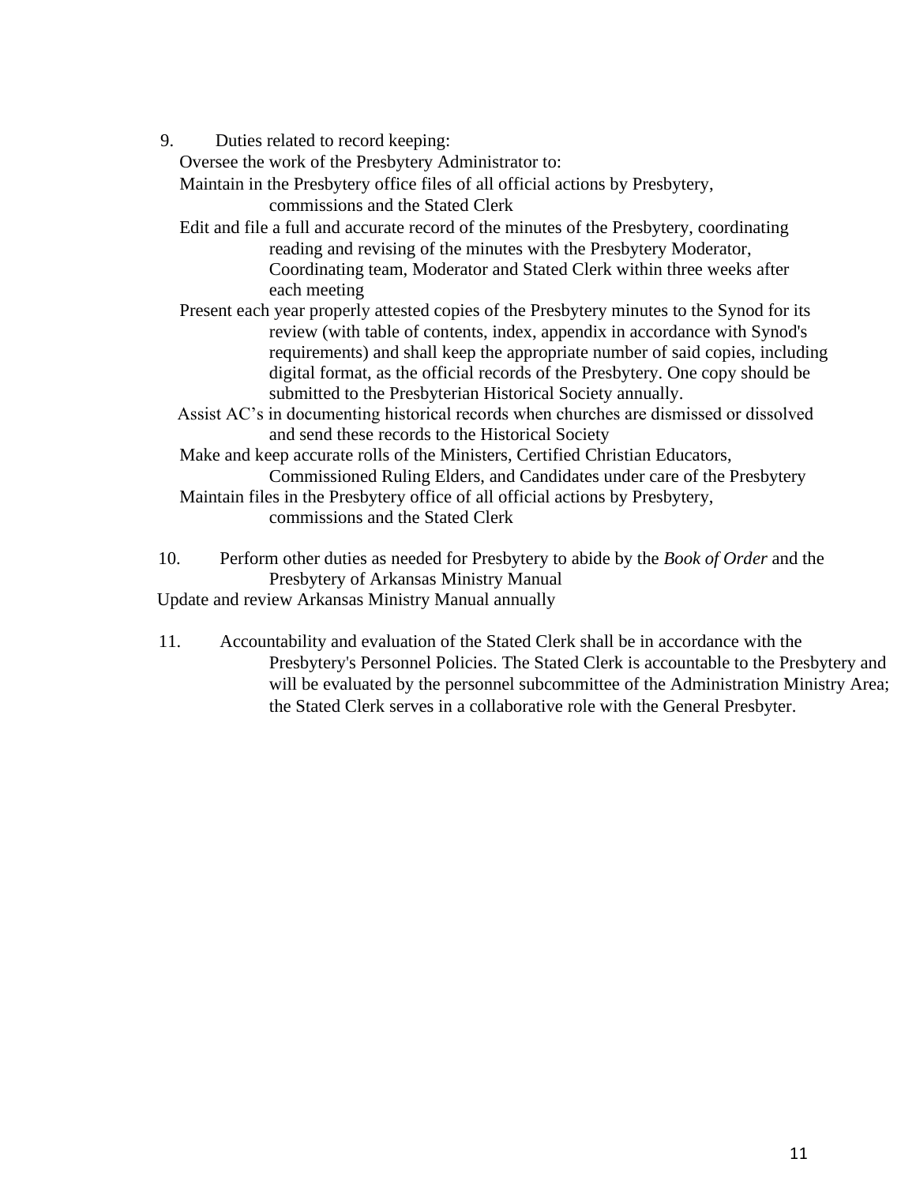9. Duties related to record keeping:

   Oversee the work of the Presbytery Administrator to:

   Maintain in the Presbytery office files of all official actions by Presbytery, commissions and the Stated Clerk

   Edit and file a full and accurate record of the minutes of the Presbytery, coordinating reading and revising of the minutes with the Presbytery Moderator, Coordinating team, Moderator and Stated Clerk within three weeks after each meeting

   Present each year properly attested copies of the Presbytery minutes to the Synod for its review (with table of contents, index, appendix in accordance with Synod's requirements) and shall keep the appropriate number of said copies, including digital format, as the official records of the Presbytery. One copy should be submitted to the Presbyterian Historical Society annually.

   Assist AC's in documenting historical records when churches are dismissed or dissolved and send these records to the Historical Society

   Make and keep accurate rolls of the Ministers, Certified Christian Educators, Commissioned Ruling Elders, and Candidates under care of the Presbytery

   Maintain files in the Presbytery office of all official actions by Presbytery, commissions and the Stated Clerk

10. Perform other duties as needed for Presbytery to abide by the *Book of Order* and the Presbytery of Arkansas Ministry Manual

Update and review Arkansas Ministry Manual annually

11. Accountability and evaluation of the Stated Clerk shall be in accordance with the Presbytery's Personnel Policies. The Stated Clerk is accountable to the Presbytery and will be evaluated by the personnel subcommittee of the Administration Ministry Area; the Stated Clerk serves in a collaborative role with the General Presbyter.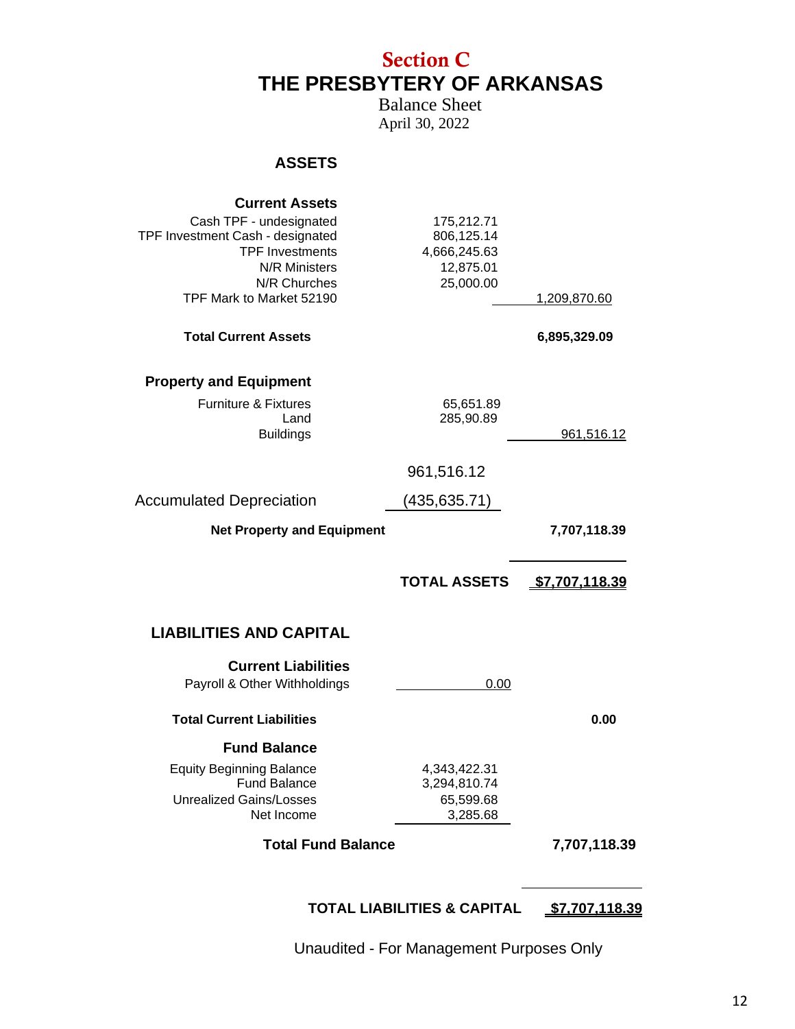# Section C

# THE PRESBYTERY OF ARKANSAS

Balance Sheet
April 30, 2022

## ASSETS

| | | |
|---|---|---|
| **Current Assets** | | |
| Cash TPF - undesignated | 175,212.71 | |
| TPF Investment Cash - designated | 806,125.14 | |
| TPF Investments | 4,666,245.63 | |
| N/R Ministers | 12,875.01 | |
| N/R Churches | 25,000.00 | |
| TPF Mark to Market 52190 | | 1,209,870.60 |
| **Total Current Assets** | | **6,895,329.09** |
| **Property and Equipment** | | |
| Furniture & Fixtures | 65,651.89 | |
| Land | 285,90.89 | |
| Buildings | | 961,516.12 |
| | 961,516.12 | |
| Accumulated Depreciation | (435,635.71) | |
| **Net Property and Equipment** | | **7,707,118.39** |
| **TOTAL ASSETS** | | **$7,707,118.39** |

## LIABILITIES AND CAPITAL

| | | |
|---|---|---|
| **Current Liabilities** | | |
| Payroll & Other Withholdings | 0.00 | |
| **Total Current Liabilities** | | **0.00** |
| **Fund Balance** | | |
| Equity Beginning Balance | 4,343,422.31 | |
| Fund Balance | 3,294,810.74 | |
| Unrealized Gains/Losses | 65,599.68 | |
| Net Income | 3,285.68 | |
| **Total Fund Balance** | | **7,707,118.39** |
| **TOTAL LIABILITIES & CAPITAL** | | **$7,707,118.39** |

Unaudited - For Management Purposes Only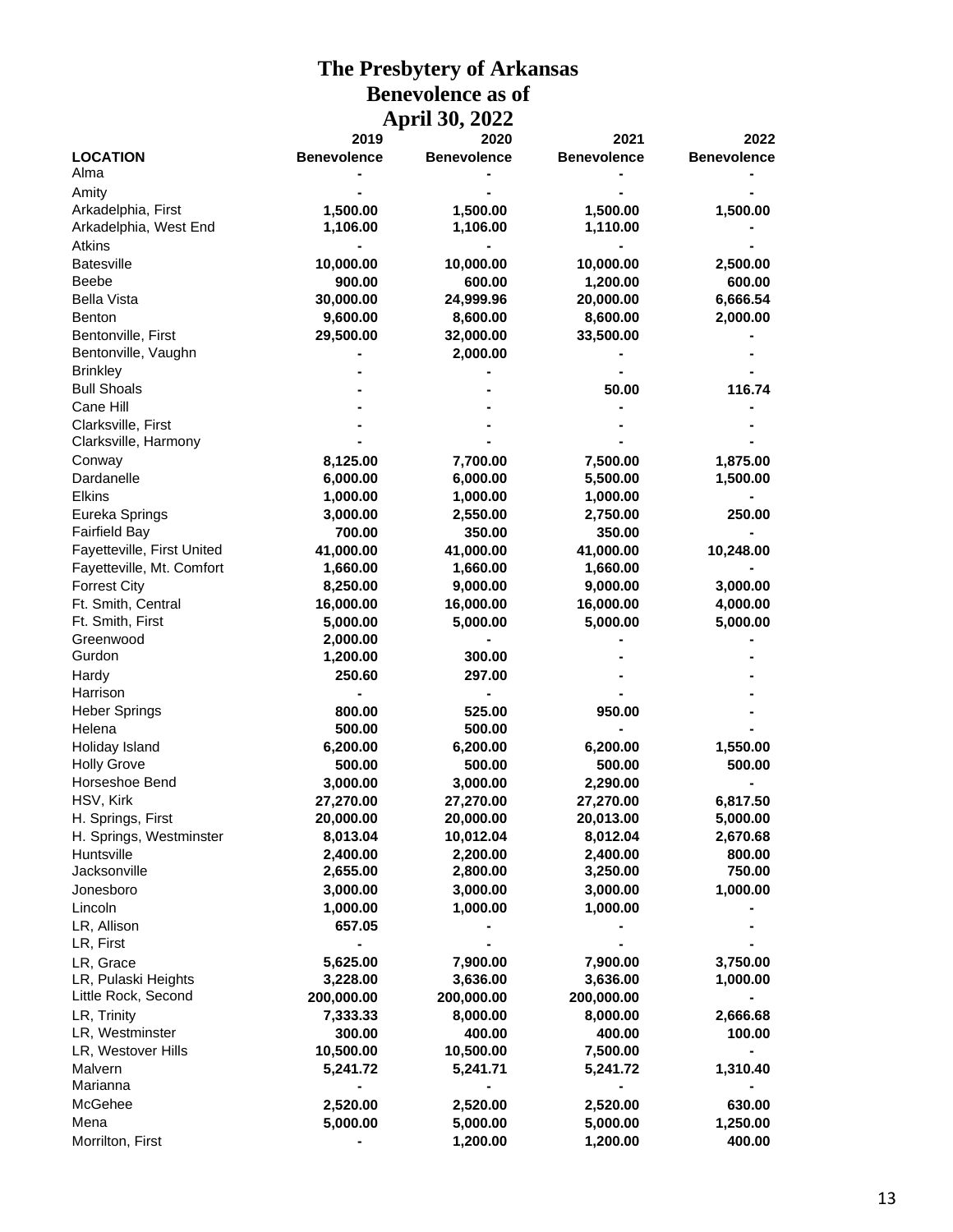# The Presbytery of Arkansas
# Benevolence as of
# April 30, 2022

| LOCATION | 2019 Benevolence | 2020 Benevolence | 2021 Benevolence | 2022 Benevolence |
|---|---|---|---|---|
| Alma | - | - | - | - |
| Amity | - | - | - | - |
| Arkadelphia, First | 1,500.00 | 1,500.00 | 1,500.00 | 1,500.00 |
| Arkadelphia, West End | 1,106.00 | 1,106.00 | 1,110.00 | - |
| Atkins | - | - | - | - |
| Batesville | 10,000.00 | 10,000.00 | 10,000.00 | 2,500.00 |
| Beebe | 900.00 | 600.00 | 1,200.00 | 600.00 |
| Bella Vista | 30,000.00 | 24,999.96 | 20,000.00 | 6,666.54 |
| Benton | 9,600.00 | 8,600.00 | 8,600.00 | 2,000.00 |
| Bentonville, First | 29,500.00 | 32,000.00 | 33,500.00 | - |
| Bentonville, Vaughn | - | 2,000.00 | - | - |
| Brinkley | - | - | - | - |
| Bull Shoals | - | - | 50.00 | 116.74 |
| Cane Hill | - | - | - | - |
| Clarksville, First | - | - | - | - |
| Clarksville, Harmony | - | - | - | - |
| Conway | 8,125.00 | 7,700.00 | 7,500.00 | 1,875.00 |
| Dardanelle | 6,000.00 | 6,000.00 | 5,500.00 | 1,500.00 |
| Elkins | 1,000.00 | 1,000.00 | 1,000.00 | - |
| Eureka Springs | 3,000.00 | 2,550.00 | 2,750.00 | 250.00 |
| Fairfield Bay | 700.00 | 350.00 | 350.00 | - |
| Fayetteville, First United | 41,000.00 | 41,000.00 | 41,000.00 | 10,248.00 |
| Fayetteville, Mt. Comfort | 1,660.00 | 1,660.00 | 1,660.00 | - |
| Forrest City | 8,250.00 | 9,000.00 | 9,000.00 | 3,000.00 |
| Ft. Smith, Central | 16,000.00 | 16,000.00 | 16,000.00 | 4,000.00 |
| Ft. Smith, First | 5,000.00 | 5,000.00 | 5,000.00 | 5,000.00 |
| Greenwood | 2,000.00 | - | - | - |
| Gurdon | 1,200.00 | 300.00 | - | - |
| Hardy | 250.60 | 297.00 | - | - |
| Harrison | - | - | - | - |
| Heber Springs | 800.00 | 525.00 | 950.00 | - |
| Helena | 500.00 | 500.00 | - | - |
| Holiday Island | 6,200.00 | 6,200.00 | 6,200.00 | 1,550.00 |
| Holly Grove | 500.00 | 500.00 | 500.00 | 500.00 |
| Horseshoe Bend | 3,000.00 | 3,000.00 | 2,290.00 | - |
| HSV, Kirk | 27,270.00 | 27,270.00 | 27,270.00 | 6,817.50 |
| H. Springs, First | 20,000.00 | 20,000.00 | 20,013.00 | 5,000.00 |
| H. Springs, Westminster | 8,013.04 | 10,012.04 | 8,012.04 | 2,670.68 |
| Huntsville | 2,400.00 | 2,200.00 | 2,400.00 | 800.00 |
| Jacksonville | 2,655.00 | 2,800.00 | 3,250.00 | 750.00 |
| Jonesboro | 3,000.00 | 3,000.00 | 3,000.00 | 1,000.00 |
| Lincoln | 1,000.00 | 1,000.00 | 1,000.00 | - |
| LR, Allison | 657.05 | - | - | - |
| LR, First | - | - | - | - |
| LR, Grace | 5,625.00 | 7,900.00 | 7,900.00 | 3,750.00 |
| LR, Pulaski Heights | 3,228.00 | 3,636.00 | 3,636.00 | 1,000.00 |
| Little Rock, Second | 200,000.00 | 200,000.00 | 200,000.00 | - |
| LR, Trinity | 7,333.33 | 8,000.00 | 8,000.00 | 2,666.68 |
| LR, Westminster | 300.00 | 400.00 | 400.00 | 100.00 |
| LR, Westover Hills | 10,500.00 | 10,500.00 | 7,500.00 | - |
| Malvern | 5,241.72 | 5,241.71 | 5,241.72 | 1,310.40 |
| Marianna | - | - | - | - |
| McGehee | 2,520.00 | 2,520.00 | 2,520.00 | 630.00 |
| Mena | 5,000.00 | 5,000.00 | 5,000.00 | 1,250.00 |
| Morrilton, First | - | 1,200.00 | 1,200.00 | 400.00 |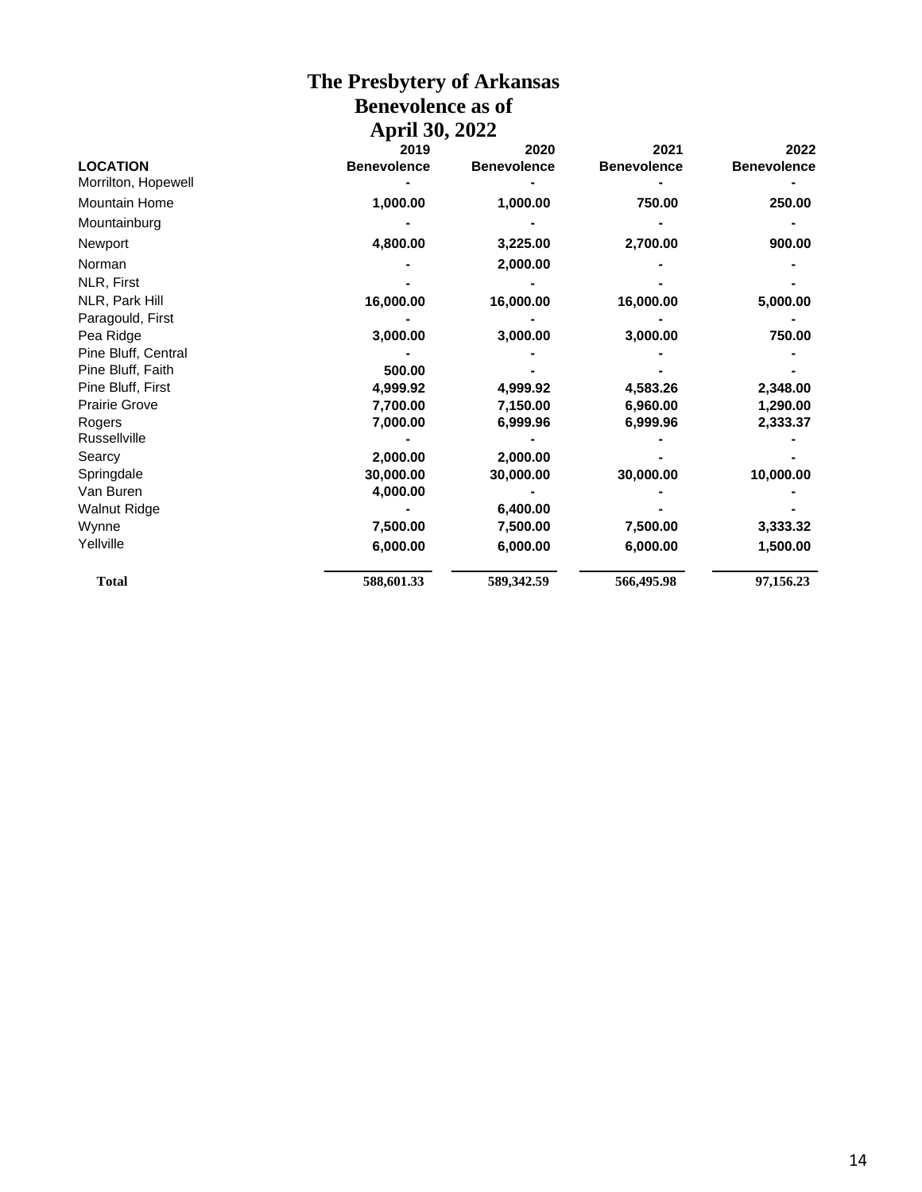# The Presbytery of Arkansas
## Benevolence as of
## April 30, 2022

| LOCATION | 2019 Benevolence | 2020 Benevolence | 2021 Benevolence | 2022 Benevolence |
|---|---|---|---|---|
| Morrilton, Hopewell | - | - | - | - |
| Mountain Home | 1,000.00 | 1,000.00 | 750.00 | 250.00 |
| Mountainburg | - | - | - | - |
| Newport | 4,800.00 | 3,225.00 | 2,700.00 | 900.00 |
| Norman | - | 2,000.00 | - | - |
| NLR, First | - | - | - | - |
| NLR, Park Hill | 16,000.00 | 16,000.00 | 16,000.00 | 5,000.00 |
| Paragould, First | - | - | - | - |
| Pea Ridge | 3,000.00 | 3,000.00 | 3,000.00 | 750.00 |
| Pine Bluff, Central | - | - | - | - |
| Pine Bluff, Faith | 500.00 | - | - | - |
| Pine Bluff, First | 4,999.92 | 4,999.92 | 4,583.26 | 2,348.00 |
| Prairie Grove | 7,700.00 | 7,150.00 | 6,960.00 | 1,290.00 |
| Rogers | 7,000.00 | 6,999.96 | 6,999.96 | 2,333.37 |
| Russellville | - | - | - | - |
| Searcy | 2,000.00 | 2,000.00 | - | - |
| Springdale | 30,000.00 | 30,000.00 | 30,000.00 | 10,000.00 |
| Van Buren | 4,000.00 | - | - | - |
| Walnut Ridge | - | 6,400.00 | - | - |
| Wynne | 7,500.00 | 7,500.00 | 7,500.00 | 3,333.32 |
| Yellville | 6,000.00 | 6,000.00 | 6,000.00 | 1,500.00 |
| **Total** | **588,601.33** | **589,342.59** | **566,495.98** | **97,156.23** |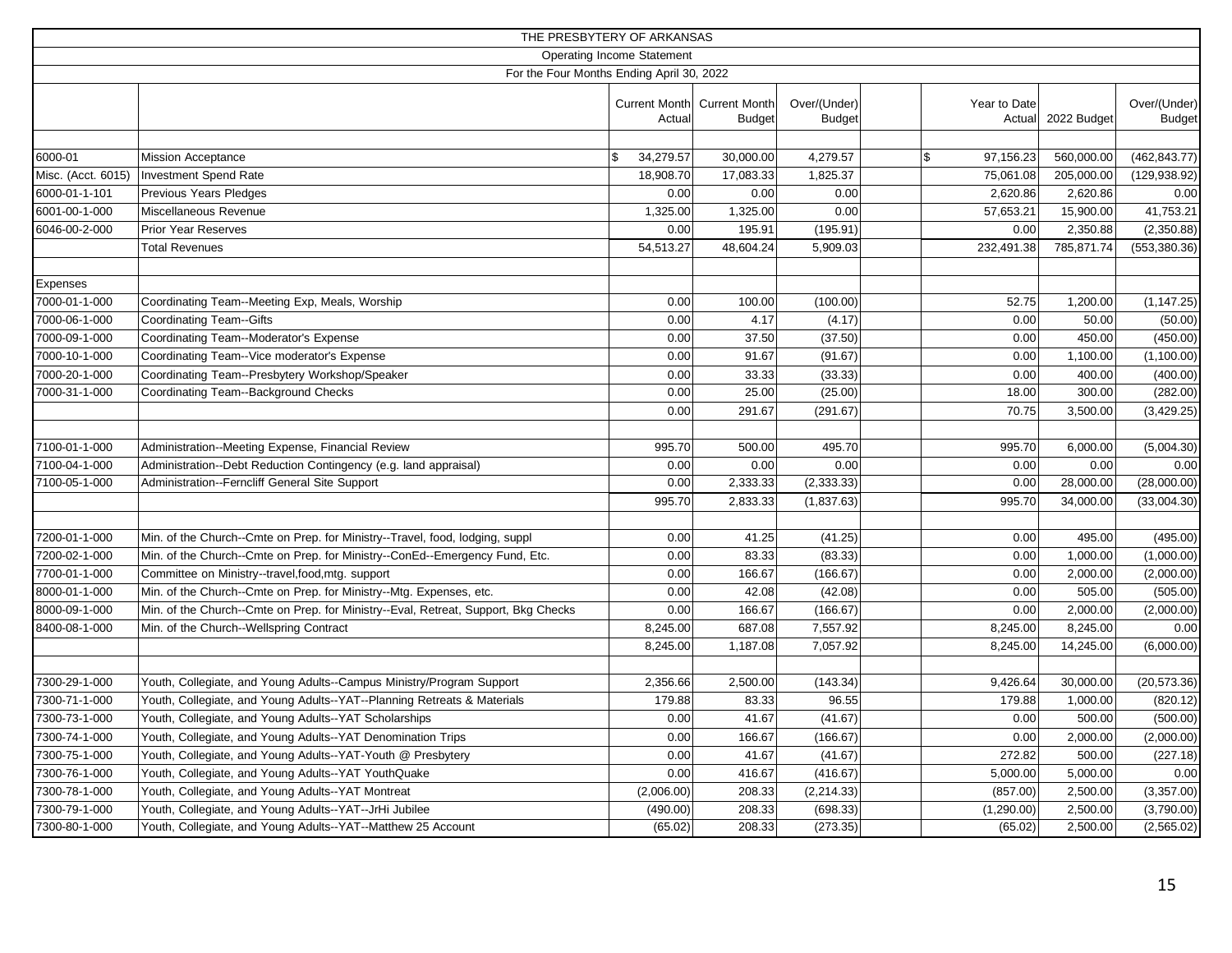| THE PRESBYTERY OF ARKANSAS | | | | | | | | |
|---|---|---|---|---|---|---|---|---|
| Operating Income Statement | | | | | | | | |
| For the Four Months Ending April 30, 2022 | | | | | | | | |
| | | Current Month Actual | Current Month Budget | Over/(Under) Budget | | Year to Date Actual | 2022 Budget | Over/(Under) Budget |
| 6000-01 | Mission Acceptance | $ 34,279.57 | 30,000.00 | 4,279.57 | | $ 97,156.23 | 560,000.00 | (462,843.77) |
| Misc. (Acct. 6015) | Investment Spend Rate | 18,908.70 | 17,083.33 | 1,825.37 | | 75,061.08 | 205,000.00 | (129,938.92) |
| 6000-01-1-101 | Previous Years Pledges | 0.00 | 0.00 | 0.00 | | 2,620.86 | 2,620.86 | 0.00 |
| 6001-00-1-000 | Miscellaneous Revenue | 1,325.00 | 1,325.00 | 0.00 | | 57,653.21 | 15,900.00 | 41,753.21 |
| 6046-00-2-000 | Prior Year Reserves | 0.00 | 195.91 | (195.91) | | 0.00 | 2,350.88 | (2,350.88) |
| | Total Revenues | 54,513.27 | 48,604.24 | 5,909.03 | | 232,491.38 | 785,871.74 | (553,380.36) |
| Expenses | | | | | | | | |
| 7000-01-1-000 | Coordinating Team--Meeting Exp, Meals, Worship | 0.00 | 100.00 | (100.00) | | 52.75 | 1,200.00 | (1,147.25) |
| 7000-06-1-000 | Coordinating Team--Gifts | 0.00 | 4.17 | (4.17) | | 0.00 | 50.00 | (50.00) |
| 7000-09-1-000 | Coordinating Team--Moderator's Expense | 0.00 | 37.50 | (37.50) | | 0.00 | 450.00 | (450.00) |
| 7000-10-1-000 | Coordinating Team--Vice moderator's Expense | 0.00 | 91.67 | (91.67) | | 0.00 | 1,100.00 | (1,100.00) |
| 7000-20-1-000 | Coordinating Team--Presbytery Workshop/Speaker | 0.00 | 33.33 | (33.33) | | 0.00 | 400.00 | (400.00) |
| 7000-31-1-000 | Coordinating Team--Background Checks | 0.00 | 25.00 | (25.00) | | 18.00 | 300.00 | (282.00) |
| | | 0.00 | 291.67 | (291.67) | | 70.75 | 3,500.00 | (3,429.25) |
| 7100-01-1-000 | Administration--Meeting Expense, Financial Review | 995.70 | 500.00 | 495.70 | | 995.70 | 6,000.00 | (5,004.30) |
| 7100-04-1-000 | Administration--Debt Reduction Contingency (e.g. land appraisal) | 0.00 | 0.00 | 0.00 | | 0.00 | 0.00 | 0.00 |
| 7100-05-1-000 | Administration--Ferncliff General Site Support | 0.00 | 2,333.33 | (2,333.33) | | 0.00 | 28,000.00 | (28,000.00) |
| | | 995.70 | 2,833.33 | (1,837.63) | | 995.70 | 34,000.00 | (33,004.30) |
| 7200-01-1-000 | Min. of the Church--Cmte on Prep. for Ministry--Travel, food, lodging, suppl | 0.00 | 41.25 | (41.25) | | 0.00 | 495.00 | (495.00) |
| 7200-02-1-000 | Min. of the Church--Cmte on Prep. for Ministry--ConEd--Emergency Fund, Etc. | 0.00 | 83.33 | (83.33) | | 0.00 | 1,000.00 | (1,000.00) |
| 7700-01-1-000 | Committee on Ministry--travel,food,mtg. support | 0.00 | 166.67 | (166.67) | | 0.00 | 2,000.00 | (2,000.00) |
| 8000-01-1-000 | Min. of the Church--Cmte on Prep. for Ministry--Mtg. Expenses, etc. | 0.00 | 42.08 | (42.08) | | 0.00 | 505.00 | (505.00) |
| 8000-09-1-000 | Min. of the Church--Cmte on Prep. for Ministry--Eval, Retreat, Support, Bkg Checks | 0.00 | 166.67 | (166.67) | | 0.00 | 2,000.00 | (2,000.00) |
| 8400-08-1-000 | Min. of the Church--Wellspring Contract | 8,245.00 | 687.08 | 7,557.92 | | 8,245.00 | 8,245.00 | 0.00 |
| | | 8,245.00 | 1,187.08 | 7,057.92 | | 8,245.00 | 14,245.00 | (6,000.00) |
| 7300-29-1-000 | Youth, Collegiate, and Young Adults--Campus Ministry/Program Support | 2,356.66 | 2,500.00 | (143.34) | | 9,426.64 | 30,000.00 | (20,573.36) |
| 7300-71-1-000 | Youth, Collegiate, and Young Adults--YAT--Planning Retreats & Materials | 179.88 | 83.33 | 96.55 | | 179.88 | 1,000.00 | (820.12) |
| 7300-73-1-000 | Youth, Collegiate, and Young Adults--YAT Scholarships | 0.00 | 41.67 | (41.67) | | 0.00 | 500.00 | (500.00) |
| 7300-74-1-000 | Youth, Collegiate, and Young Adults--YAT Denomination Trips | 0.00 | 166.67 | (166.67) | | 0.00 | 2,000.00 | (2,000.00) |
| 7300-75-1-000 | Youth, Collegiate, and Young Adults--YAT-Youth @ Presbytery | 0.00 | 41.67 | (41.67) | | 272.82 | 500.00 | (227.18) |
| 7300-76-1-000 | Youth, Collegiate, and Young Adults--YAT YouthQuake | 0.00 | 416.67 | (416.67) | | 5,000.00 | 5,000.00 | 0.00 |
| 7300-78-1-000 | Youth, Collegiate, and Young Adults--YAT Montreat | (2,006.00) | 208.33 | (2,214.33) | | (857.00) | 2,500.00 | (3,357.00) |
| 7300-79-1-000 | Youth, Collegiate, and Young Adults--YAT--JrHi Jubilee | (490.00) | 208.33 | (698.33) | | (1,290.00) | 2,500.00 | (3,790.00) |
| 7300-80-1-000 | Youth, Collegiate, and Young Adults--YAT--Matthew 25 Account | (65.02) | 208.33 | (273.35) | | (65.02) | 2,500.00 | (2,565.02) |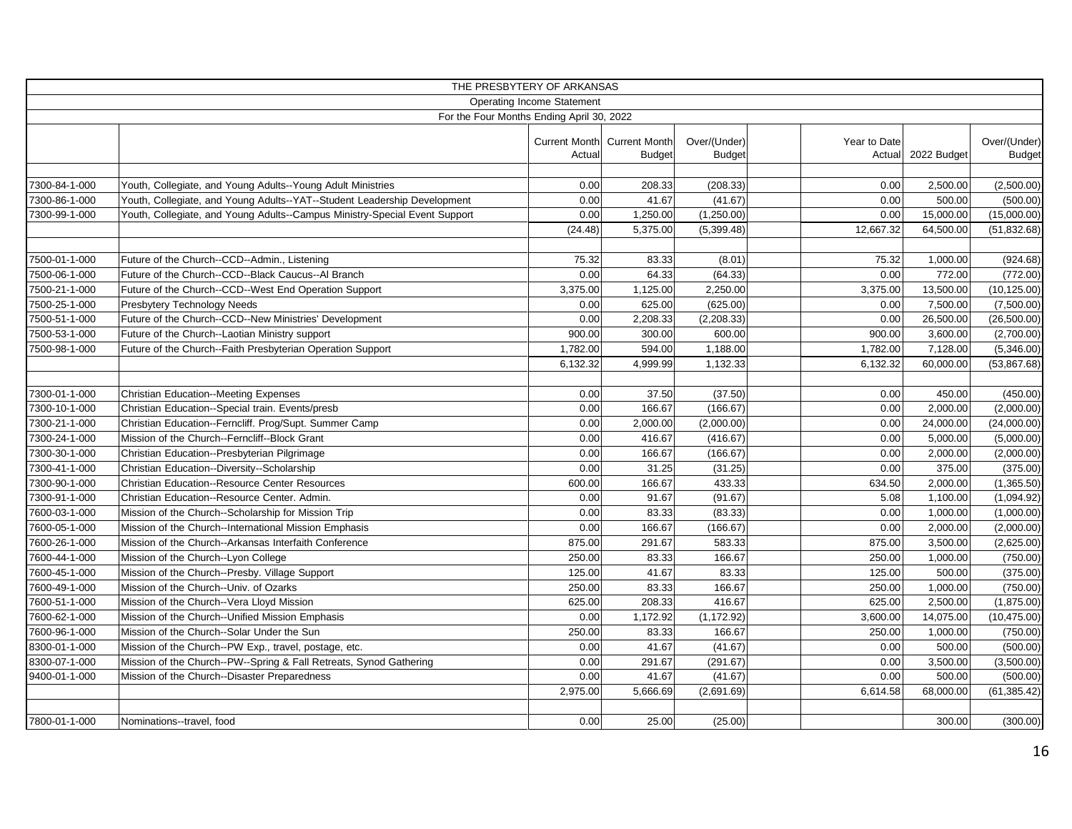THE PRESBYTERY OF ARKANSAS

Operating Income Statement

For the Four Months Ending April 30, 2022

| | | Current Month Actual | Current Month Budget | Over/(Under) Budget | | Year to Date Actual | 2022 Budget | Over/(Under) Budget |
|---|---|---|---|---|---|---|---|---|
| 7300-84-1-000 | Youth, Collegiate, and Young Adults--Young Adult Ministries | 0.00 | 208.33 | (208.33) | | 0.00 | 2,500.00 | (2,500.00) |
| 7300-86-1-000 | Youth, Collegiate, and Young Adults--YAT--Student Leadership Development | 0.00 | 41.67 | (41.67) | | 0.00 | 500.00 | (500.00) |
| 7300-99-1-000 | Youth, Collegiate, and Young Adults--Campus Ministry-Special Event Support | 0.00 | 1,250.00 | (1,250.00) | | 0.00 | 15,000.00 | (15,000.00) |
| | | (24.48) | 5,375.00 | (5,399.48) | | 12,667.32 | 64,500.00 | (51,832.68) |
| | | | | | | | | |
| 7500-01-1-000 | Future of the Church--CCD--Admin., Listening | 75.32 | 83.33 | (8.01) | | 75.32 | 1,000.00 | (924.68) |
| 7500-06-1-000 | Future of the Church--CCD--Black Caucus--Al Branch | 0.00 | 64.33 | (64.33) | | 0.00 | 772.00 | (772.00) |
| 7500-21-1-000 | Future of the Church--CCD--West End Operation Support | 3,375.00 | 1,125.00 | 2,250.00 | | 3,375.00 | 13,500.00 | (10,125.00) |
| 7500-25-1-000 | Presbytery Technology Needs | 0.00 | 625.00 | (625.00) | | 0.00 | 7,500.00 | (7,500.00) |
| 7500-51-1-000 | Future of the Church--CCD--New Ministries' Development | 0.00 | 2,208.33 | (2,208.33) | | 0.00 | 26,500.00 | (26,500.00) |
| 7500-53-1-000 | Future of the Church--Laotian Ministry support | 900.00 | 300.00 | 600.00 | | 900.00 | 3,600.00 | (2,700.00) |
| 7500-98-1-000 | Future of the Church--Faith Presbyterian Operation Support | 1,782.00 | 594.00 | 1,188.00 | | 1,782.00 | 7,128.00 | (5,346.00) |
| | | 6,132.32 | 4,999.99 | 1,132.33 | | 6,132.32 | 60,000.00 | (53,867.68) |
| | | | | | | | | |
| 7300-01-1-000 | Christian Education--Meeting Expenses | 0.00 | 37.50 | (37.50) | | 0.00 | 450.00 | (450.00) |
| 7300-10-1-000 | Christian Education--Special train. Events/presb | 0.00 | 166.67 | (166.67) | | 0.00 | 2,000.00 | (2,000.00) |
| 7300-21-1-000 | Christian Education--Ferncliff. Prog/Supt. Summer Camp | 0.00 | 2,000.00 | (2,000.00) | | 0.00 | 24,000.00 | (24,000.00) |
| 7300-24-1-000 | Mission of the Church--Ferncliff--Block Grant | 0.00 | 416.67 | (416.67) | | 0.00 | 5,000.00 | (5,000.00) |
| 7300-30-1-000 | Christian Education--Presbyterian Pilgrimage | 0.00 | 166.67 | (166.67) | | 0.00 | 2,000.00 | (2,000.00) |
| 7300-41-1-000 | Christian Education--Diversity--Scholarship | 0.00 | 31.25 | (31.25) | | 0.00 | 375.00 | (375.00) |
| 7300-90-1-000 | Christian Education--Resource Center Resources | 600.00 | 166.67 | 433.33 | | 634.50 | 2,000.00 | (1,365.50) |
| 7300-91-1-000 | Christian Education--Resource Center. Admin. | 0.00 | 91.67 | (91.67) | | 5.08 | 1,100.00 | (1,094.92) |
| 7600-03-1-000 | Mission of the Church--Scholarship for Mission Trip | 0.00 | 83.33 | (83.33) | | 0.00 | 1,000.00 | (1,000.00) |
| 7600-05-1-000 | Mission of the Church--International Mission Emphasis | 0.00 | 166.67 | (166.67) | | 0.00 | 2,000.00 | (2,000.00) |
| 7600-26-1-000 | Mission of the Church--Arkansas Interfaith Conference | 875.00 | 291.67 | 583.33 | | 875.00 | 3,500.00 | (2,625.00) |
| 7600-44-1-000 | Mission of the Church--Lyon College | 250.00 | 83.33 | 166.67 | | 250.00 | 1,000.00 | (750.00) |
| 7600-45-1-000 | Mission of the Church--Presby. Village Support | 125.00 | 41.67 | 83.33 | | 125.00 | 500.00 | (375.00) |
| 7600-49-1-000 | Mission of the Church--Univ. of Ozarks | 250.00 | 83.33 | 166.67 | | 250.00 | 1,000.00 | (750.00) |
| 7600-51-1-000 | Mission of the Church--Vera Lloyd Mission | 625.00 | 208.33 | 416.67 | | 625.00 | 2,500.00 | (1,875.00) |
| 7600-62-1-000 | Mission of the Church--Unified Mission Emphasis | 0.00 | 1,172.92 | (1,172.92) | | 3,600.00 | 14,075.00 | (10,475.00) |
| 7600-96-1-000 | Mission of the Church--Solar Under the Sun | 250.00 | 83.33 | 166.67 | | 250.00 | 1,000.00 | (750.00) |
| 8300-01-1-000 | Mission of the Church--PW Exp., travel, postage, etc. | 0.00 | 41.67 | (41.67) | | 0.00 | 500.00 | (500.00) |
| 8300-07-1-000 | Mission of the Church--PW--Spring & Fall Retreats, Synod Gathering | 0.00 | 291.67 | (291.67) | | 0.00 | 3,500.00 | (3,500.00) |
| 9400-01-1-000 | Mission of the Church--Disaster Preparedness | 0.00 | 41.67 | (41.67) | | 0.00 | 500.00 | (500.00) |
| | | 2,975.00 | 5,666.69 | (2,691.69) | | 6,614.58 | 68,000.00 | (61,385.42) |
| | | | | | | | | |
| 7800-01-1-000 | Nominations--travel, food | 0.00 | 25.00 | (25.00) | | | 300.00 | (300.00) |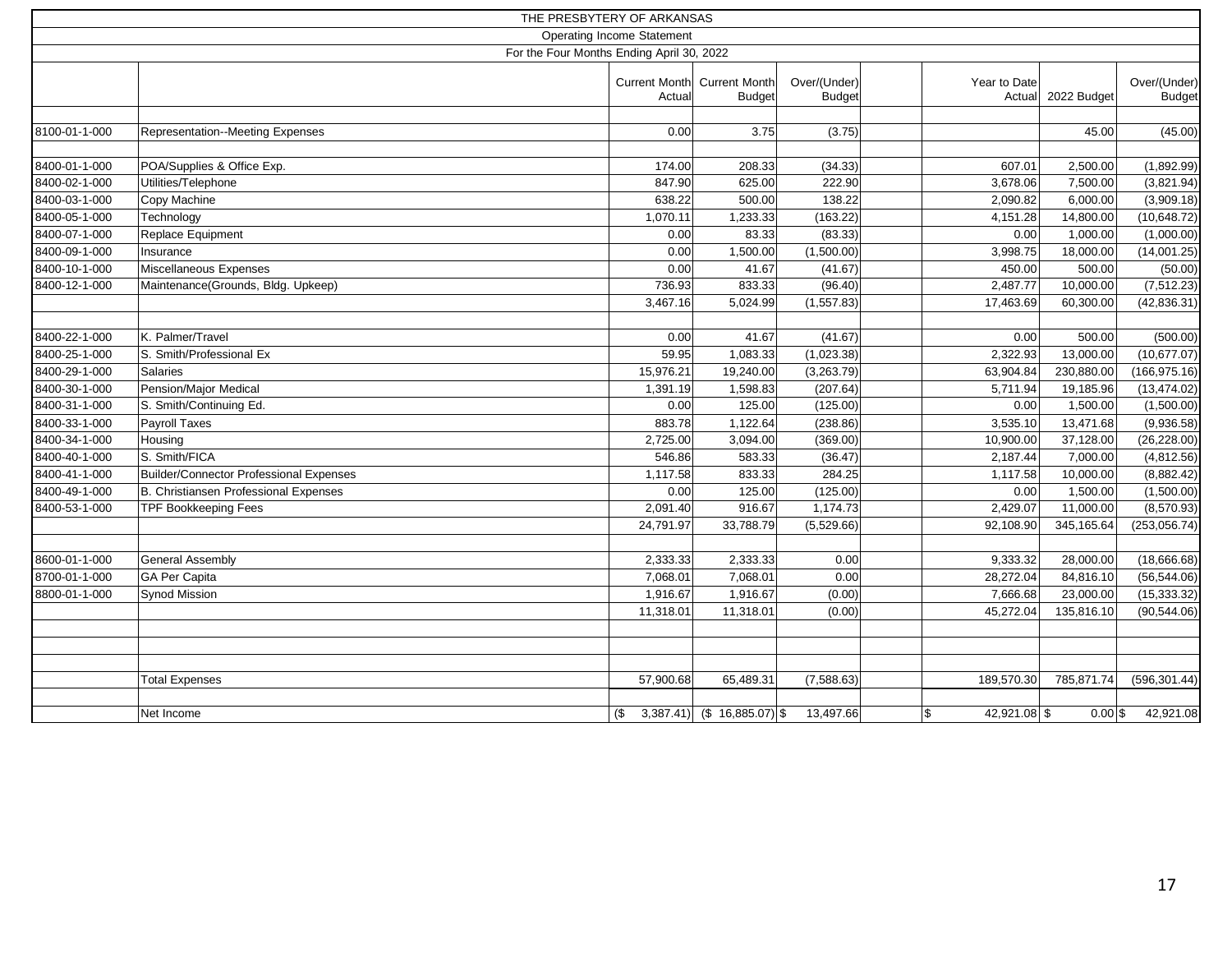# THE PRESBYTERY OF ARKANSAS

## Operating Income Statement

### For the Four Months Ending April 30, 2022

| | | Current Month Actual | Current Month Budget | Over/(Under) Budget | | Year to Date Actual | 2022 Budget | Over/(Under) Budget |
|---|---|---|---|---|---|---|---|---|
| 8100-01-1-000 | Representation--Meeting Expenses | 0.00 | 3.75 | (3.75) | | | 45.00 | (45.00) |
| | | | | | | | | |
| 8400-01-1-000 | POA/Supplies & Office Exp. | 174.00 | 208.33 | (34.33) | | 607.01 | 2,500.00 | (1,892.99) |
| 8400-02-1-000 | Utilities/Telephone | 847.90 | 625.00 | 222.90 | | 3,678.06 | 7,500.00 | (3,821.94) |
| 8400-03-1-000 | Copy Machine | 638.22 | 500.00 | 138.22 | | 2,090.82 | 6,000.00 | (3,909.18) |
| 8400-05-1-000 | Technology | 1,070.11 | 1,233.33 | (163.22) | | 4,151.28 | 14,800.00 | (10,648.72) |
| 8400-07-1-000 | Replace Equipment | 0.00 | 83.33 | (83.33) | | 0.00 | 1,000.00 | (1,000.00) |
| 8400-09-1-000 | Insurance | 0.00 | 1,500.00 | (1,500.00) | | 3,998.75 | 18,000.00 | (14,001.25) |
| 8400-10-1-000 | Miscellaneous Expenses | 0.00 | 41.67 | (41.67) | | 450.00 | 500.00 | (50.00) |
| 8400-12-1-000 | Maintenance(Grounds, Bldg. Upkeep) | 736.93 | 833.33 | (96.40) | | 2,487.77 | 10,000.00 | (7,512.23) |
| | | 3,467.16 | 5,024.99 | (1,557.83) | | 17,463.69 | 60,300.00 | (42,836.31) |
| | | | | | | | | |
| 8400-22-1-000 | K. Palmer/Travel | 0.00 | 41.67 | (41.67) | | 0.00 | 500.00 | (500.00) |
| 8400-25-1-000 | S. Smith/Professional Ex | 59.95 | 1,083.33 | (1,023.38) | | 2,322.93 | 13,000.00 | (10,677.07) |
| 8400-29-1-000 | Salaries | 15,976.21 | 19,240.00 | (3,263.79) | | 63,904.84 | 230,880.00 | (166,975.16) |
| 8400-30-1-000 | Pension/Major Medical | 1,391.19 | 1,598.83 | (207.64) | | 5,711.94 | 19,185.96 | (13,474.02) |
| 8400-31-1-000 | S. Smith/Continuing Ed. | 0.00 | 125.00 | (125.00) | | 0.00 | 1,500.00 | (1,500.00) |
| 8400-33-1-000 | Payroll Taxes | 883.78 | 1,122.64 | (238.86) | | 3,535.10 | 13,471.68 | (9,936.58) |
| 8400-34-1-000 | Housing | 2,725.00 | 3,094.00 | (369.00) | | 10,900.00 | 37,128.00 | (26,228.00) |
| 8400-40-1-000 | S. Smith/FICA | 546.86 | 583.33 | (36.47) | | 2,187.44 | 7,000.00 | (4,812.56) |
| 8400-41-1-000 | Builder/Connector Professional Expenses | 1,117.58 | 833.33 | 284.25 | | 1,117.58 | 10,000.00 | (8,882.42) |
| 8400-49-1-000 | B. Christiansen Professional Expenses | 0.00 | 125.00 | (125.00) | | 0.00 | 1,500.00 | (1,500.00) |
| 8400-53-1-000 | TPF Bookkeeping Fees | 2,091.40 | 916.67 | 1,174.73 | | 2,429.07 | 11,000.00 | (8,570.93) |
| | | 24,791.97 | 33,788.79 | (5,529.66) | | 92,108.90 | 345,165.64 | (253,056.74) |
| | | | | | | | | |
| 8600-01-1-000 | General Assembly | 2,333.33 | 2,333.33 | 0.00 | | 9,333.32 | 28,000.00 | (18,666.68) |
| 8700-01-1-000 | GA Per Capita | 7,068.01 | 7,068.01 | 0.00 | | 28,272.04 | 84,816.10 | (56,544.06) |
| 8800-01-1-000 | Synod Mission | 1,916.67 | 1,916.67 | (0.00) | | 7,666.68 | 23,000.00 | (15,333.32) |
| | | 11,318.01 | 11,318.01 | (0.00) | | 45,272.04 | 135,816.10 | (90,544.06) |
| | | | | | | | | |
| | Total Expenses | 57,900.68 | 65,489.31 | (7,588.63) | | 189,570.30 | 785,871.74 | (596,301.44) |
| | | | | | | | | |
| | Net Income | ($ 3,387.41) | ($ 16,885.07) | $ 13,497.66 | | $ 42,921.08 | $ 0.00 | $ 42,921.08 |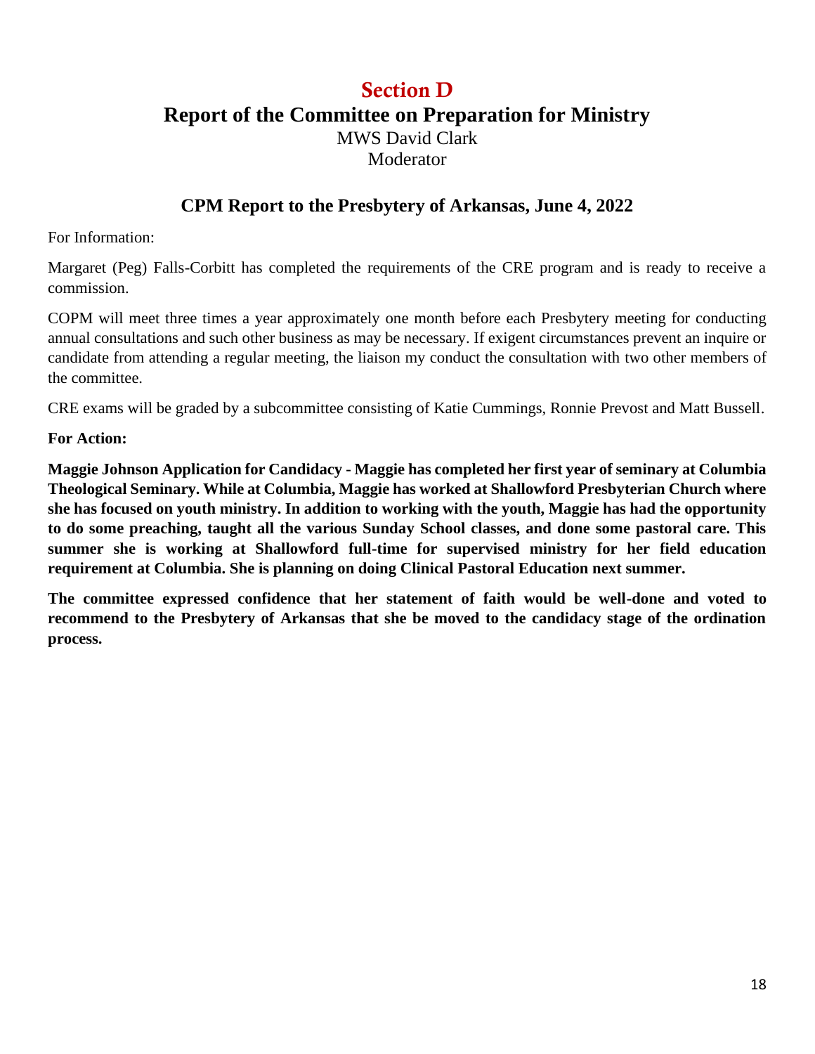## Section D

# Report of the Committee on Preparation for Ministry

MWS David Clark
Moderator

### CPM Report to the Presbytery of Arkansas, June 4, 2022

For Information:

Margaret (Peg) Falls-Corbitt has completed the requirements of the CRE program and is ready to receive a commission.

COPM will meet three times a year approximately one month before each Presbytery meeting for conducting annual consultations and such other business as may be necessary. If exigent circumstances prevent an inquire or candidate from attending a regular meeting, the liaison my conduct the consultation with two other members of the committee.

CRE exams will be graded by a subcommittee consisting of Katie Cummings, Ronnie Prevost and Matt Bussell.

**For Action:**

**Maggie Johnson Application for Candidacy - Maggie has completed her first year of seminary at Columbia Theological Seminary. While at Columbia, Maggie has worked at Shallowford Presbyterian Church where she has focused on youth ministry. In addition to working with the youth, Maggie has had the opportunity to do some preaching, taught all the various Sunday School classes, and done some pastoral care. This summer she is working at Shallowford full-time for supervised ministry for her field education requirement at Columbia. She is planning on doing Clinical Pastoral Education next summer.**

**The committee expressed confidence that her statement of faith would be well-done and voted to recommend to the Presbytery of Arkansas that she be moved to the candidacy stage of the ordination process.**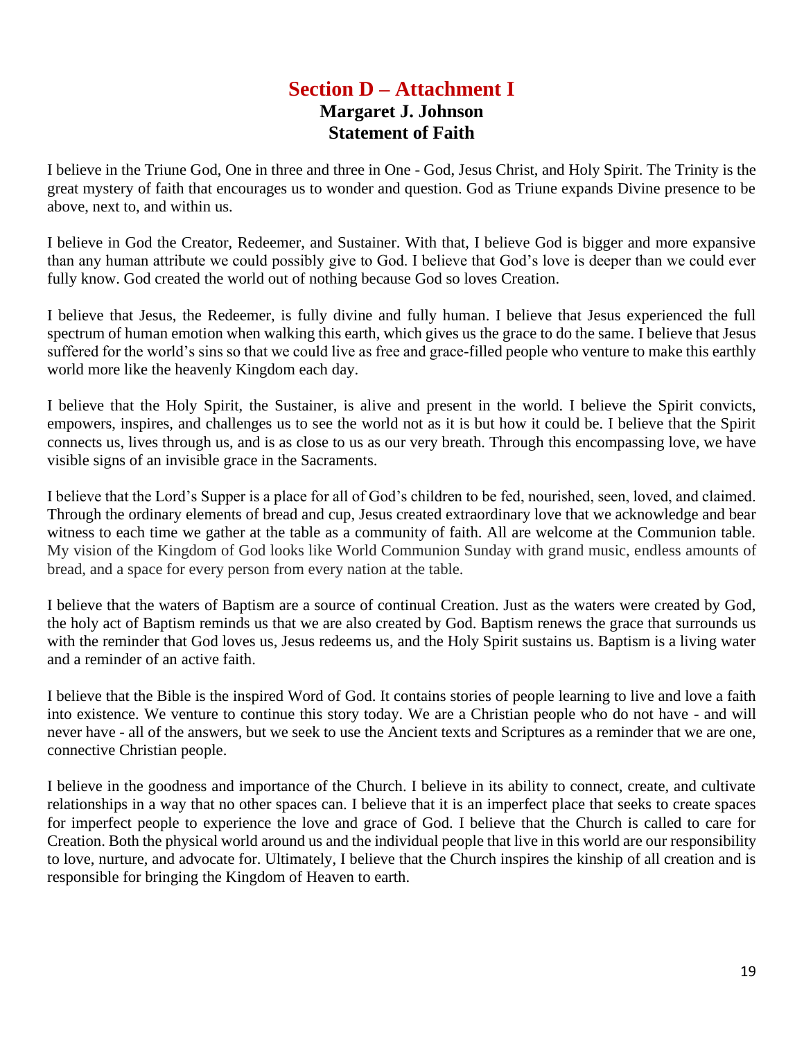# Section D – Attachment I

## Margaret J. Johnson
## Statement of Faith

I believe in the Triune God, One in three and three in One - God, Jesus Christ, and Holy Spirit. The Trinity is the great mystery of faith that encourages us to wonder and question. God as Triune expands Divine presence to be above, next to, and within us.

I believe in God the Creator, Redeemer, and Sustainer. With that, I believe God is bigger and more expansive than any human attribute we could possibly give to God. I believe that God's love is deeper than we could ever fully know. God created the world out of nothing because God so loves Creation.

I believe that Jesus, the Redeemer, is fully divine and fully human. I believe that Jesus experienced the full spectrum of human emotion when walking this earth, which gives us the grace to do the same. I believe that Jesus suffered for the world's sins so that we could live as free and grace-filled people who venture to make this earthly world more like the heavenly Kingdom each day.

I believe that the Holy Spirit, the Sustainer, is alive and present in the world. I believe the Spirit convicts, empowers, inspires, and challenges us to see the world not as it is but how it could be. I believe that the Spirit connects us, lives through us, and is as close to us as our very breath. Through this encompassing love, we have visible signs of an invisible grace in the Sacraments.

I believe that the Lord's Supper is a place for all of God's children to be fed, nourished, seen, loved, and claimed. Through the ordinary elements of bread and cup, Jesus created extraordinary love that we acknowledge and bear witness to each time we gather at the table as a community of faith. All are welcome at the Communion table. My vision of the Kingdom of God looks like World Communion Sunday with grand music, endless amounts of bread, and a space for every person from every nation at the table.

I believe that the waters of Baptism are a source of continual Creation. Just as the waters were created by God, the holy act of Baptism reminds us that we are also created by God. Baptism renews the grace that surrounds us with the reminder that God loves us, Jesus redeems us, and the Holy Spirit sustains us. Baptism is a living water and a reminder of an active faith.

I believe that the Bible is the inspired Word of God. It contains stories of people learning to live and love a faith into existence. We venture to continue this story today. We are a Christian people who do not have - and will never have - all of the answers, but we seek to use the Ancient texts and Scriptures as a reminder that we are one, connective Christian people.

I believe in the goodness and importance of the Church. I believe in its ability to connect, create, and cultivate relationships in a way that no other spaces can. I believe that it is an imperfect place that seeks to create spaces for imperfect people to experience the love and grace of God. I believe that the Church is called to care for Creation. Both the physical world around us and the individual people that live in this world are our responsibility to love, nurture, and advocate for. Ultimately, I believe that the Church inspires the kinship of all creation and is responsible for bringing the Kingdom of Heaven to earth.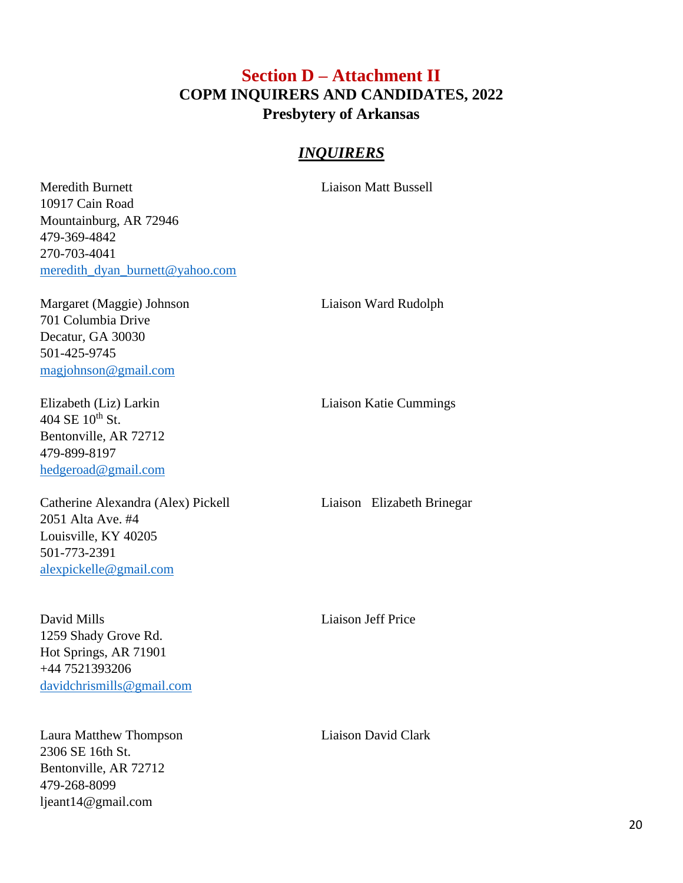# Section D – Attachment II
## COPM INQUIRERS AND CANDIDATES, 2022
## Presbytery of Arkansas

### ***INQUIRERS***

Meredith Burnett
10917 Cain Road
Mountainburg, AR 72946
479-369-4842
270-703-4041
meredith_dyan_burnett@yahoo.com

Liaison Matt Bussell

Margaret (Maggie) Johnson
701 Columbia Drive
Decatur, GA 30030
501-425-9745
magjohnson@gmail.com

Liaison Ward Rudolph

Elizabeth (Liz) Larkin
404 SE 10th St.
Bentonville, AR 72712
479-899-8197
hedgeroad@gmail.com

Liaison Katie Cummings

Catherine Alexandra (Alex) Pickell
2051 Alta Ave. #4
Louisville, KY 40205
501-773-2391
alexpickelle@gmail.com

Liaison Elizabeth Brinegar

David Mills
1259 Shady Grove Rd.
Hot Springs, AR 71901
+44 7521393206
davidchrismills@gmail.com

Liaison Jeff Price

Laura Matthew Thompson
2306 SE 16th St.
Bentonville, AR 72712
479-268-8099
ljeant14@gmail.com

Liaison David Clark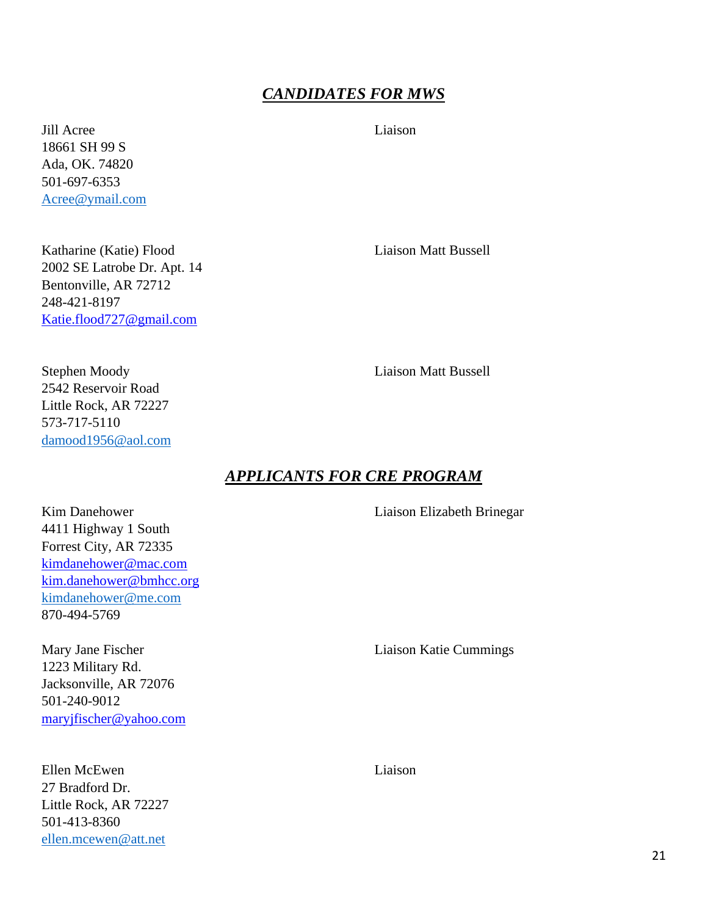## ***CANDIDATES FOR MWS***

Jill Acree
18661 SH 99 S
Ada, OK. 74820
501-697-6353
Acree@ymail.com

Liaison

Katharine (Katie) Flood
2002 SE Latrobe Dr. Apt. 14
Bentonville, AR 72712
248-421-8197
Katie.flood727@gmail.com

Liaison Matt Bussell

Stephen Moody
2542 Reservoir Road
Little Rock, AR 72227
573-717-5110
damood1956@aol.com

Liaison Matt Bussell

## ***APPLICANTS FOR CRE PROGRAM***

Kim Danehower
4411 Highway 1 South
Forrest City, AR 72335
kimdanehower@mac.com
kim.danehower@bmhcc.org
kimdanehower@me.com
870-494-5769

Liaison Elizabeth Brinegar

Mary Jane Fischer
1223 Military Rd.
Jacksonville, AR 72076
501-240-9012
maryjfischer@yahoo.com

Liaison Katie Cummings

Ellen McEwen
27 Bradford Dr.
Little Rock, AR 72227
501-413-8360
ellen.mcewen@att.net

Liaison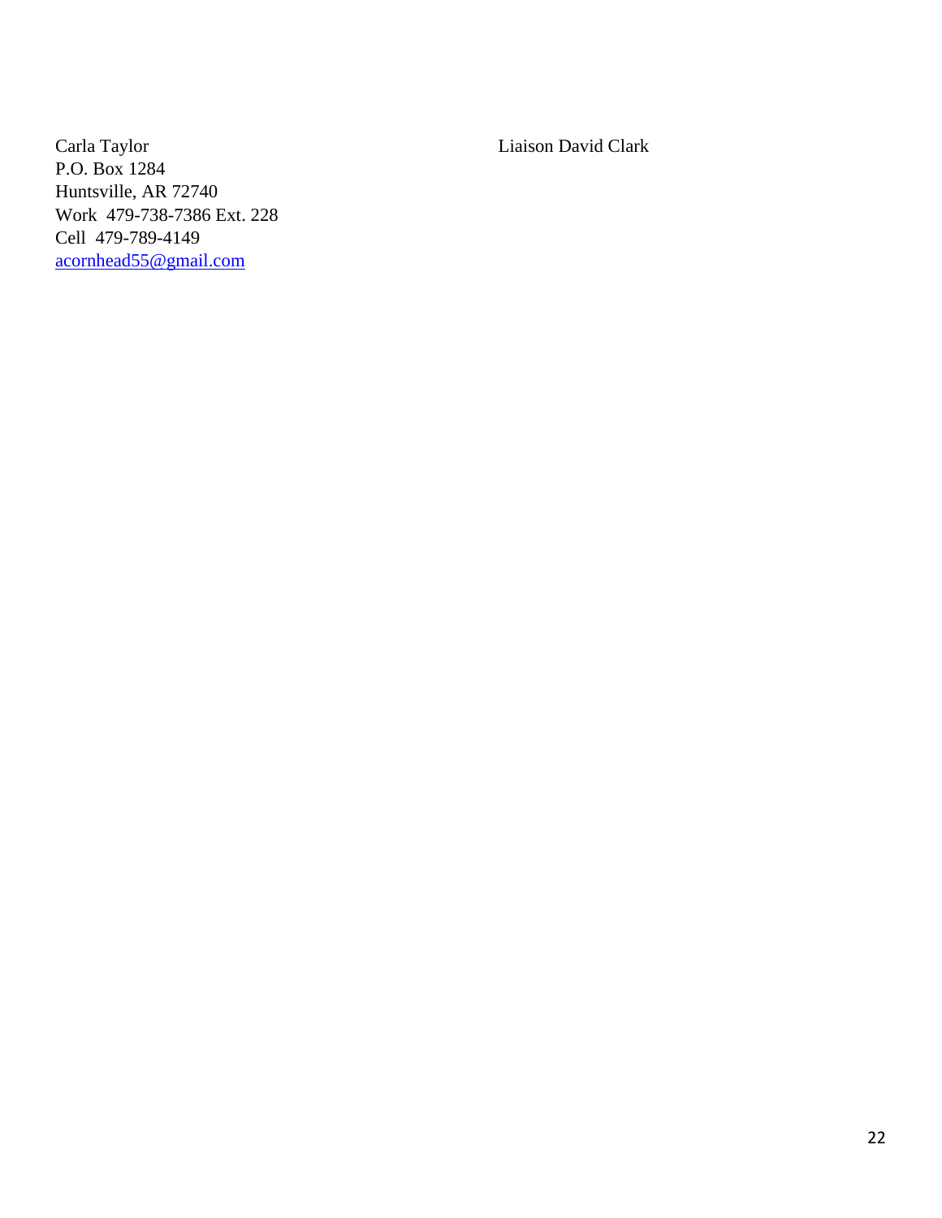Carla Taylor
P.O. Box 1284
Huntsville, AR 72740
Work 479-738-7386 Ext. 228
Cell 479-789-4149
[acornhead55@gmail.com](mailto:acornhead55@gmail.com)

Liaison David Clark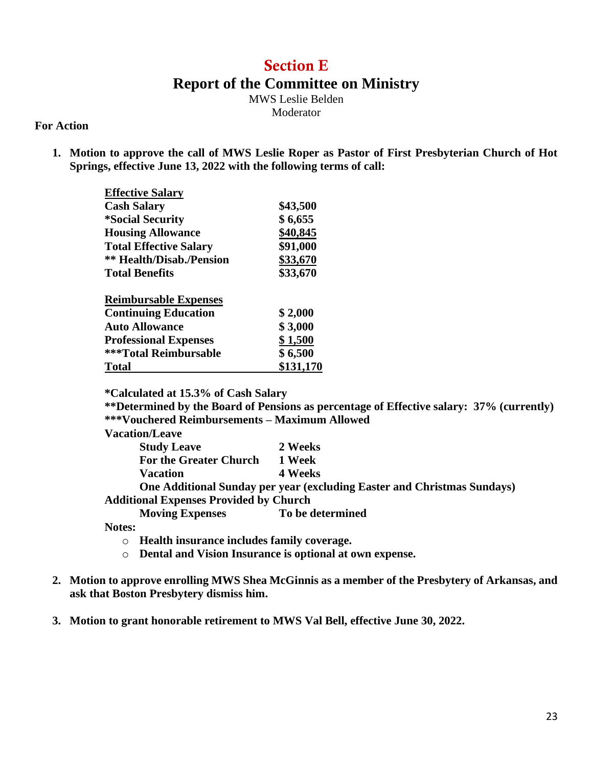# Section E

## Report of the Committee on Ministry

MWS Leslie Belden
Moderator

**For Action**

1. **Motion to approve the call of MWS Leslie Roper as Pastor of First Presbyterian Church of Hot Springs, effective June 13, 2022 with the following terms of call:**

| **Effective Salary** | |
|---|---|
| **Cash Salary** | **$43,500** |
| ***Social Security** | **$ 6,655** |
| **Housing Allowance** | **$40,845** |
| **Total Effective Salary** | **$91,000** |
| **\*\* Health/Disab./Pension** | **$33,670** |
| **Total Benefits** | **$33,670** |
| | |
| **Reimbursable Expenses** | |
| **Continuing Education** | **$ 2,000** |
| **Auto Allowance** | **$ 3,000** |
| **Professional Expenses** | **$ 1,500** |
| **\*\*\*Total Reimbursable** | **$ 6,500** |
| **Total** | **$131,170** |

**\*Calculated at 15.3% of Cash Salary**
**\*\*Determined by the Board of Pensions as percentage of Effective salary: 37% (currently)**
**\*\*\*Vouchered Reimbursements – Maximum Allowed**

**Vacation/Leave**

| | |
|---|---|
| **Study Leave** | **2 Weeks** |
| **For the Greater Church** | **1 Week** |
| **Vacation** | **4 Weeks** |

**One Additional Sunday per year (excluding Easter and Christmas Sundays)**

**Additional Expenses Provided by Church**

| | |
|---|---|
| **Moving Expenses** | **To be determined** |

**Notes:**

- **Health insurance includes family coverage.**
- **Dental and Vision Insurance is optional at own expense.**

2. **Motion to approve enrolling MWS Shea McGinnis as a member of the Presbytery of Arkansas, and ask that Boston Presbytery dismiss him.**

3. **Motion to grant honorable retirement to MWS Val Bell, effective June 30, 2022.**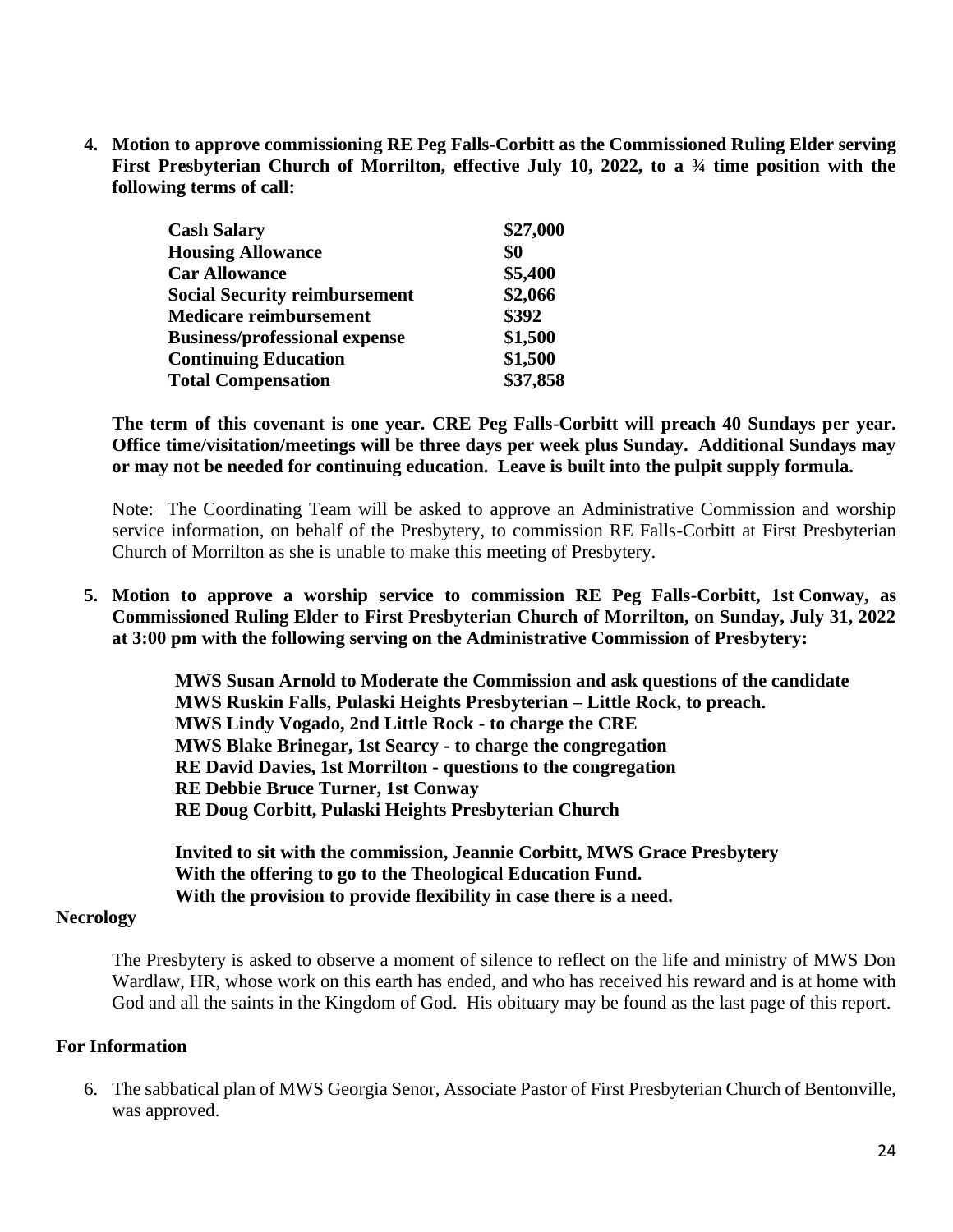4. **Motion to approve commissioning RE Peg Falls-Corbitt as the Commissioned Ruling Elder serving First Presbyterian Church of Morrilton, effective July 10, 2022, to a ¾ time position with the following terms of call:**

| | |
|---|---|
| **Cash Salary** | **$27,000** |
| **Housing Allowance** | **$0** |
| **Car Allowance** | **$5,400** |
| **Social Security reimbursement** | **$2,066** |
| **Medicare reimbursement** | **$392** |
| **Business/professional expense** | **$1,500** |
| **Continuing Education** | **$1,500** |
| **Total Compensation** | **$37,858** |

**The term of this covenant is one year. CRE Peg Falls-Corbitt will preach 40 Sundays per year. Office time/visitation/meetings will be three days per week plus Sunday. Additional Sundays may or may not be needed for continuing education. Leave is built into the pulpit supply formula.**

Note: The Coordinating Team will be asked to approve an Administrative Commission and worship service information, on behalf of the Presbytery, to commission RE Falls-Corbitt at First Presbyterian Church of Morrilton as she is unable to make this meeting of Presbytery.

5. **Motion to approve a worship service to commission RE Peg Falls-Corbitt, 1st Conway, as Commissioned Ruling Elder to First Presbyterian Church of Morrilton, on Sunday, July 31, 2022 at 3:00 pm with the following serving on the Administrative Commission of Presbytery:**

**MWS Susan Arnold to Moderate the Commission and ask questions of the candidate**
**MWS Ruskin Falls, Pulaski Heights Presbyterian – Little Rock, to preach.**
**MWS Lindy Vogado, 2nd Little Rock - to charge the CRE**
**MWS Blake Brinegar, 1st Searcy - to charge the congregation**
**RE David Davies, 1st Morrilton - questions to the congregation**
**RE Debbie Bruce Turner, 1st Conway**
**RE Doug Corbitt, Pulaski Heights Presbyterian Church**

**Invited to sit with the commission, Jeannie Corbitt, MWS Grace Presbytery**
**With the offering to go to the Theological Education Fund.**
**With the provision to provide flexibility in case there is a need.**

**Necrology**

The Presbytery is asked to observe a moment of silence to reflect on the life and ministry of MWS Don Wardlaw, HR, whose work on this earth has ended, and who has received his reward and is at home with God and all the saints in the Kingdom of God. His obituary may be found as the last page of this report.

**For Information**

6. The sabbatical plan of MWS Georgia Senor, Associate Pastor of First Presbyterian Church of Bentonville, was approved.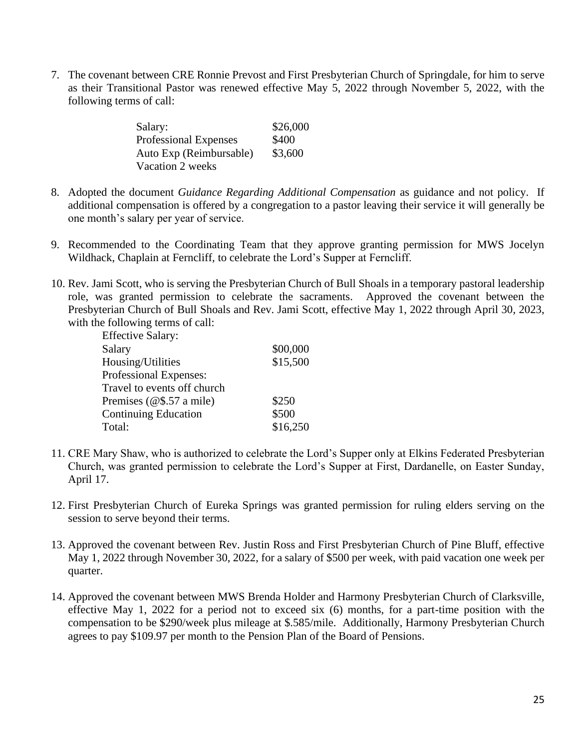7. The covenant between CRE Ronnie Prevost and First Presbyterian Church of Springdale, for him to serve as their Transitional Pastor was renewed effective May 5, 2022 through November 5, 2022, with the following terms of call:

| | |
|---|---|
| Salary: | $26,000 |
| Professional Expenses | $400 |
| Auto Exp (Reimbursable) | $3,600 |
| Vacation 2 weeks | |

8. Adopted the document *Guidance Regarding Additional Compensation* as guidance and not policy. If additional compensation is offered by a congregation to a pastor leaving their service it will generally be one month's salary per year of service.

9. Recommended to the Coordinating Team that they approve granting permission for MWS Jocelyn Wildhack, Chaplain at Ferncliff, to celebrate the Lord's Supper at Ferncliff.

10. Rev. Jami Scott, who is serving the Presbyterian Church of Bull Shoals in a temporary pastoral leadership role, was granted permission to celebrate the sacraments. Approved the covenant between the Presbyterian Church of Bull Shoals and Rev. Jami Scott, effective May 1, 2022 through April 30, 2023, with the following terms of call:

| | |
|---|---|
| Effective Salary: | |
| Salary | $00,000 |
| Housing/Utilities | $15,500 |
| Professional Expenses: | |
| Travel to events off church Premises (@$.57 a mile) | $250 |
| Continuing Education | $500 |
| Total: | $16,250 |

11. CRE Mary Shaw, who is authorized to celebrate the Lord's Supper only at Elkins Federated Presbyterian Church, was granted permission to celebrate the Lord's Supper at First, Dardanelle, on Easter Sunday, April 17.

12. First Presbyterian Church of Eureka Springs was granted permission for ruling elders serving on the session to serve beyond their terms.

13. Approved the covenant between Rev. Justin Ross and First Presbyterian Church of Pine Bluff, effective May 1, 2022 through November 30, 2022, for a salary of $500 per week, with paid vacation one week per quarter.

14. Approved the covenant between MWS Brenda Holder and Harmony Presbyterian Church of Clarksville, effective May 1, 2022 for a period not to exceed six (6) months, for a part-time position with the compensation to be $290/week plus mileage at $.585/mile. Additionally, Harmony Presbyterian Church agrees to pay $109.97 per month to the Pension Plan of the Board of Pensions.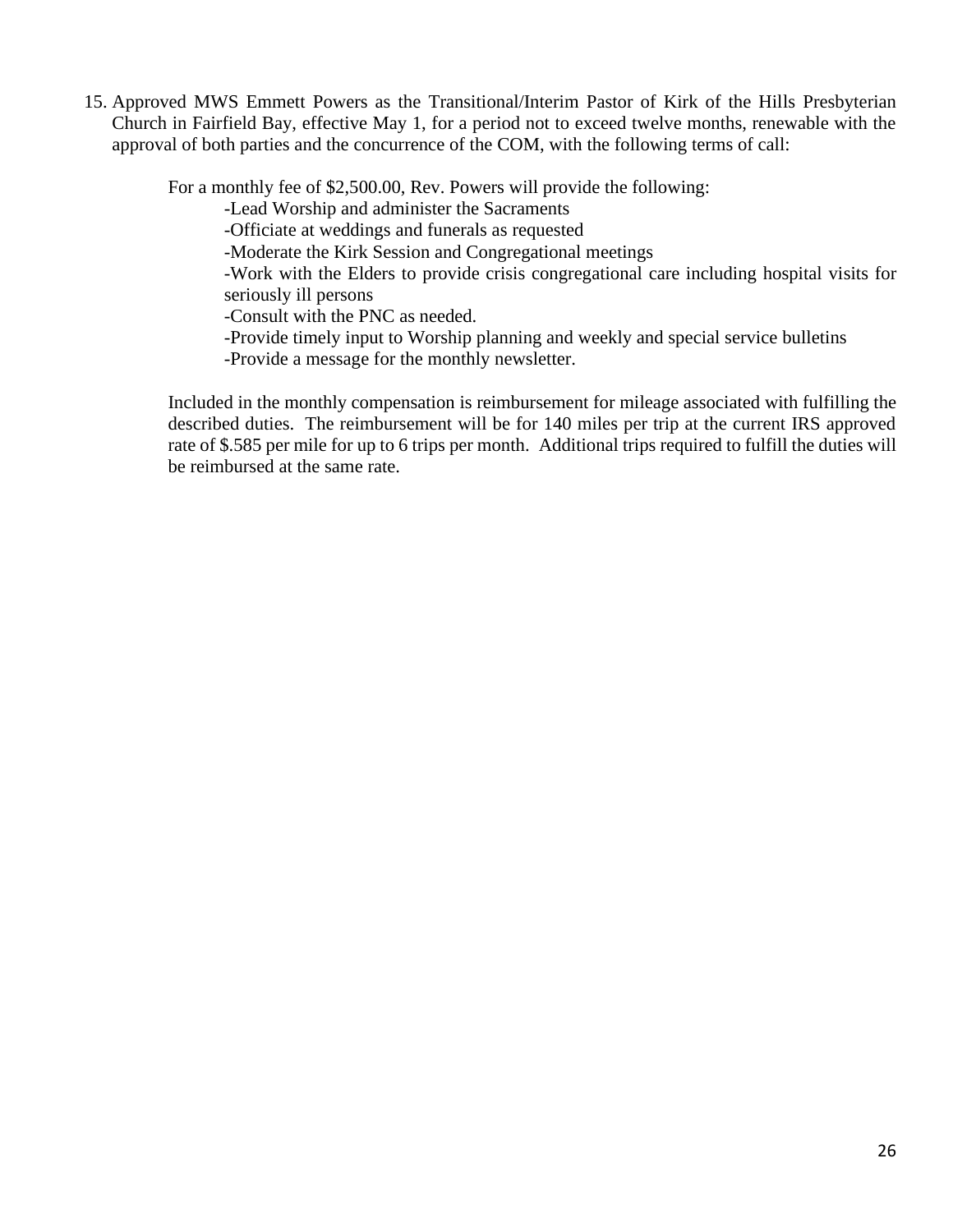15. Approved MWS Emmett Powers as the Transitional/Interim Pastor of Kirk of the Hills Presbyterian Church in Fairfield Bay, effective May 1, for a period not to exceed twelve months, renewable with the approval of both parties and the concurrence of the COM, with the following terms of call:

    For a monthly fee of $2,500.00, Rev. Powers will provide the following:

    -Lead Worship and administer the Sacraments
    -Officiate at weddings and funerals as requested
    -Moderate the Kirk Session and Congregational meetings
    -Work with the Elders to provide crisis congregational care including hospital visits for seriously ill persons
    -Consult with the PNC as needed.
    -Provide timely input to Worship planning and weekly and special service bulletins
    -Provide a message for the monthly newsletter.

    Included in the monthly compensation is reimbursement for mileage associated with fulfilling the described duties. The reimbursement will be for 140 miles per trip at the current IRS approved rate of $.585 per mile for up to 6 trips per month. Additional trips required to fulfill the duties will be reimbursed at the same rate.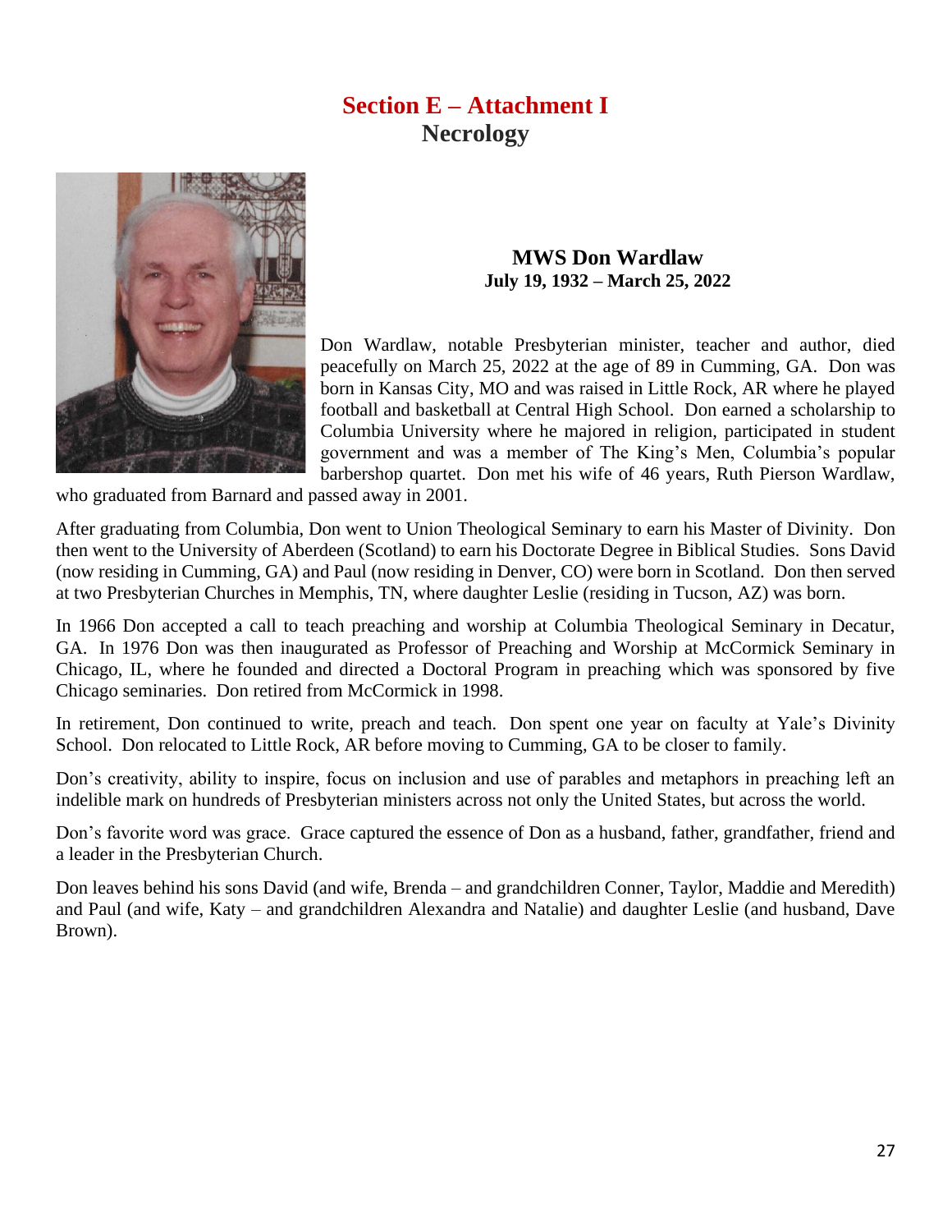# Section E – Attachment I
## Necrology

### MWS Don Wardlaw
**July 19, 1932 – March 25, 2022**

Don Wardlaw, notable Presbyterian minister, teacher and author, died peacefully on March 25, 2022 at the age of 89 in Cumming, GA. Don was born in Kansas City, MO and was raised in Little Rock, AR where he played football and basketball at Central High School. Don earned a scholarship to Columbia University where he majored in religion, participated in student government and was a member of The King's Men, Columbia's popular barbershop quartet. Don met his wife of 46 years, Ruth Pierson Wardlaw, who graduated from Barnard and passed away in 2001.

After graduating from Columbia, Don went to Union Theological Seminary to earn his Master of Divinity. Don then went to the University of Aberdeen (Scotland) to earn his Doctorate Degree in Biblical Studies. Sons David (now residing in Cumming, GA) and Paul (now residing in Denver, CO) were born in Scotland. Don then served at two Presbyterian Churches in Memphis, TN, where daughter Leslie (residing in Tucson, AZ) was born.

In 1966 Don accepted a call to teach preaching and worship at Columbia Theological Seminary in Decatur, GA. In 1976 Don was then inaugurated as Professor of Preaching and Worship at McCormick Seminary in Chicago, IL, where he founded and directed a Doctoral Program in preaching which was sponsored by five Chicago seminaries. Don retired from McCormick in 1998.

In retirement, Don continued to write, preach and teach. Don spent one year on faculty at Yale's Divinity School. Don relocated to Little Rock, AR before moving to Cumming, GA to be closer to family.

Don's creativity, ability to inspire, focus on inclusion and use of parables and metaphors in preaching left an indelible mark on hundreds of Presbyterian ministers across not only the United States, but across the world.

Don's favorite word was grace. Grace captured the essence of Don as a husband, father, grandfather, friend and a leader in the Presbyterian Church.

Don leaves behind his sons David (and wife, Brenda – and grandchildren Conner, Taylor, Maddie and Meredith) and Paul (and wife, Katy – and grandchildren Alexandra and Natalie) and daughter Leslie (and husband, Dave Brown).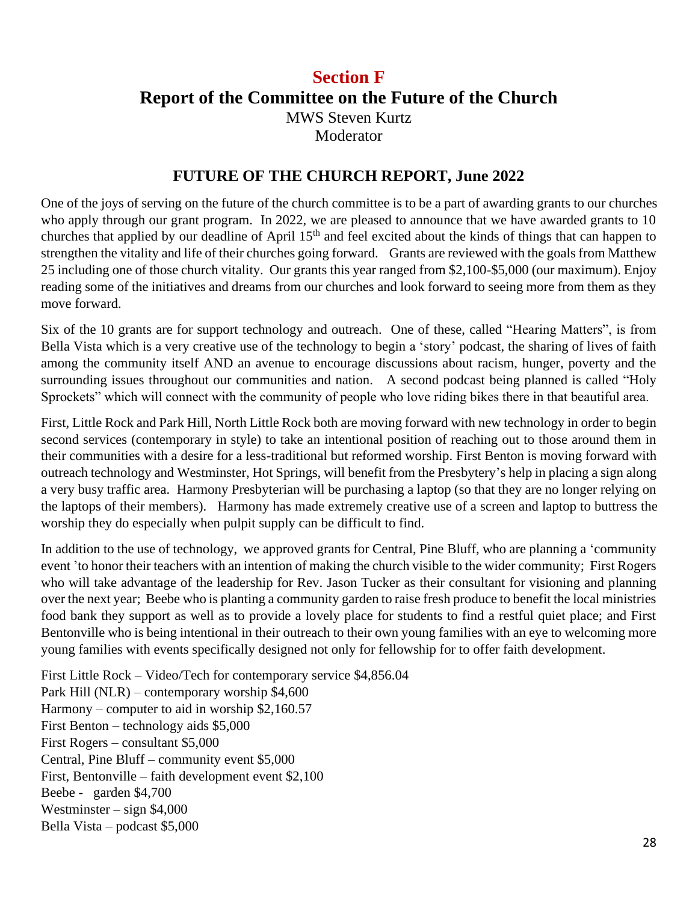# Section F

## Report of the Committee on the Future of the Church

MWS Steven Kurtz
Moderator

### FUTURE OF THE CHURCH REPORT, June 2022

One of the joys of serving on the future of the church committee is to be a part of awarding grants to our churches who apply through our grant program. In 2022, we are pleased to announce that we have awarded grants to 10 churches that applied by our deadline of April 15th and feel excited about the kinds of things that can happen to strengthen the vitality and life of their churches going forward. Grants are reviewed with the goals from Matthew 25 including one of those church vitality. Our grants this year ranged from $2,100-$5,000 (our maximum). Enjoy reading some of the initiatives and dreams from our churches and look forward to seeing more from them as they move forward.

Six of the 10 grants are for support technology and outreach. One of these, called "Hearing Matters", is from Bella Vista which is a very creative use of the technology to begin a 'story' podcast, the sharing of lives of faith among the community itself AND an avenue to encourage discussions about racism, hunger, poverty and the surrounding issues throughout our communities and nation. A second podcast being planned is called "Holy Sprockets" which will connect with the community of people who love riding bikes there in that beautiful area.

First, Little Rock and Park Hill, North Little Rock both are moving forward with new technology in order to begin second services (contemporary in style) to take an intentional position of reaching out to those around them in their communities with a desire for a less-traditional but reformed worship. First Benton is moving forward with outreach technology and Westminster, Hot Springs, will benefit from the Presbytery's help in placing a sign along a very busy traffic area. Harmony Presbyterian will be purchasing a laptop (so that they are no longer relying on the laptops of their members). Harmony has made extremely creative use of a screen and laptop to buttress the worship they do especially when pulpit supply can be difficult to find.

In addition to the use of technology, we approved grants for Central, Pine Bluff, who are planning a 'community event 'to honor their teachers with an intention of making the church visible to the wider community; First Rogers who will take advantage of the leadership for Rev. Jason Tucker as their consultant for visioning and planning over the next year; Beebe who is planting a community garden to raise fresh produce to benefit the local ministries food bank they support as well as to provide a lovely place for students to find a restful quiet place; and First Bentonville who is being intentional in their outreach to their own young families with an eye to welcoming more young families with events specifically designed not only for fellowship for to offer faith development.

First Little Rock – Video/Tech for contemporary service $4,856.04
Park Hill (NLR) – contemporary worship $4,600
Harmony – computer to aid in worship $2,160.57
First Benton – technology aids $5,000
First Rogers – consultant $5,000
Central, Pine Bluff – community event $5,000
First, Bentonville – faith development event $2,100
Beebe - garden $4,700
Westminster – sign $4,000
Bella Vista – podcast $5,000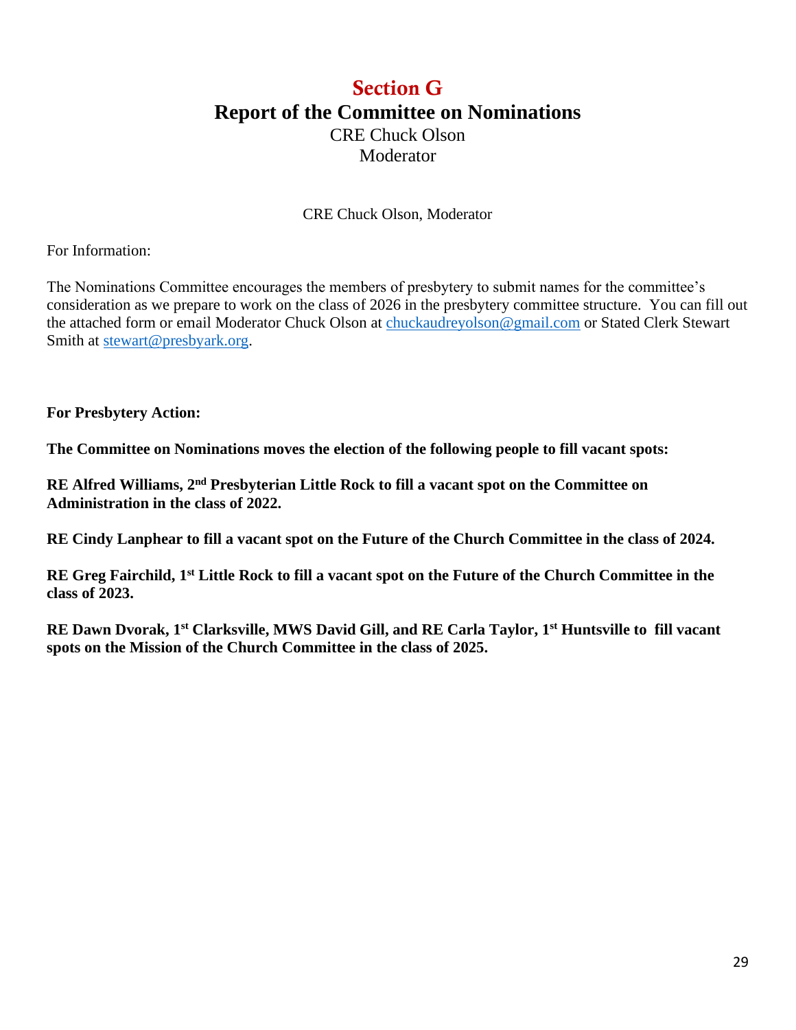# Section G

## Report of the Committee on Nominations

CRE Chuck Olson
Moderator

CRE Chuck Olson, Moderator

For Information:

The Nominations Committee encourages the members of presbytery to submit names for the committee's consideration as we prepare to work on the class of 2026 in the presbytery committee structure. You can fill out the attached form or email Moderator Chuck Olson at chuckaudreyolson@gmail.com or Stated Clerk Stewart Smith at stewart@presbyark.org.

**For Presbytery Action:**

**The Committee on Nominations moves the election of the following people to fill vacant spots:**

**RE Alfred Williams, 2nd Presbyterian Little Rock to fill a vacant spot on the Committee on Administration in the class of 2022.**

**RE Cindy Lanphear to fill a vacant spot on the Future of the Church Committee in the class of 2024.**

**RE Greg Fairchild, 1st Little Rock to fill a vacant spot on the Future of the Church Committee in the class of 2023.**

**RE Dawn Dvorak, 1st Clarksville, MWS David Gill, and RE Carla Taylor, 1st Huntsville to fill vacant spots on the Mission of the Church Committee in the class of 2025.**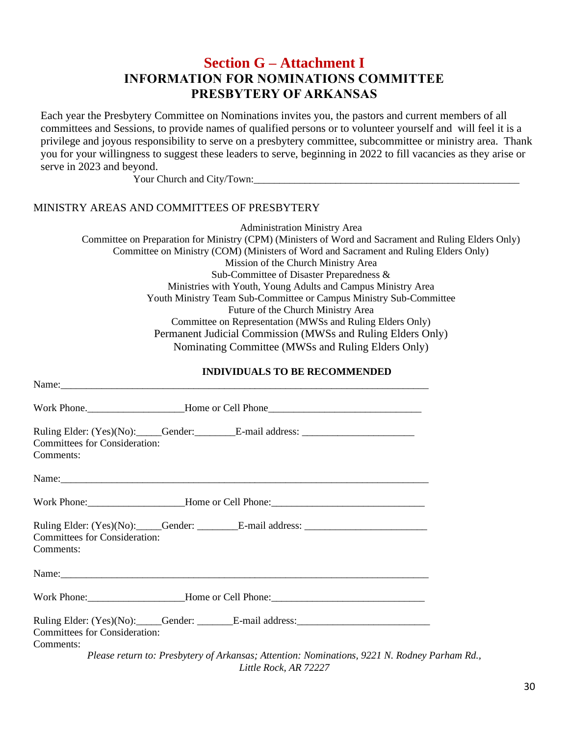# Section G – Attachment I

## INFORMATION FOR NOMINATIONS COMMITTEE

## PRESBYTERY OF ARKANSAS

Each year the Presbytery Committee on Nominations invites you, the pastors and current members of all committees and Sessions, to provide names of qualified persons or to volunteer yourself and will feel it is a privilege and joyous responsibility to serve on a presbytery committee, subcommittee or ministry area. Thank you for your willingness to suggest these leaders to serve, beginning in 2022 to fill vacancies as they arise or serve in 2023 and beyond.

Your Church and City/Town:____________________________________________________

MINISTRY AREAS AND COMMITTEES OF PRESBYTERY

Administration Ministry Area
Committee on Preparation for Ministry (CPM) (Ministers of Word and Sacrament and Ruling Elders Only)
Committee on Ministry (COM) (Ministers of Word and Sacrament and Ruling Elders Only)
Mission of the Church Ministry Area
Sub-Committee of Disaster Preparedness &
Ministries with Youth, Young Adults and Campus Ministry Area
Youth Ministry Team Sub-Committee or Campus Ministry Sub-Committee
Future of the Church Ministry Area
Committee on Representation (MWSs and Ruling Elders Only)
Permanent Judicial Commission (MWSs and Ruling Elders Only)
Nominating Committee (MWSs and Ruling Elders Only)

**INDIVIDUALS TO BE RECOMMENDED**

Name:___________________________________________________________________________

Work Phone.__________________Home or Cell Phone_____________________________

Ruling Elder: (Yes)(No):_____Gender:________E-mail address: ______________________
Committees for Consideration:
Comments:

Name:___________________________________________________________________________

Work Phone:__________________Home or Cell Phone:_____________________________

Ruling Elder: (Yes)(No):_____Gender: ________E-mail address: ________________________
Committees for Consideration:
Comments:

Name:___________________________________________________________________________

Work Phone:__________________Home or Cell Phone:_____________________________

Ruling Elder: (Yes)(No):_____Gender: _______E-mail address:__________________________
Committees for Consideration:
Comments:

*Please return to: Presbytery of Arkansas; Attention: Nominations, 9221 N. Rodney Parham Rd., Little Rock, AR 72227*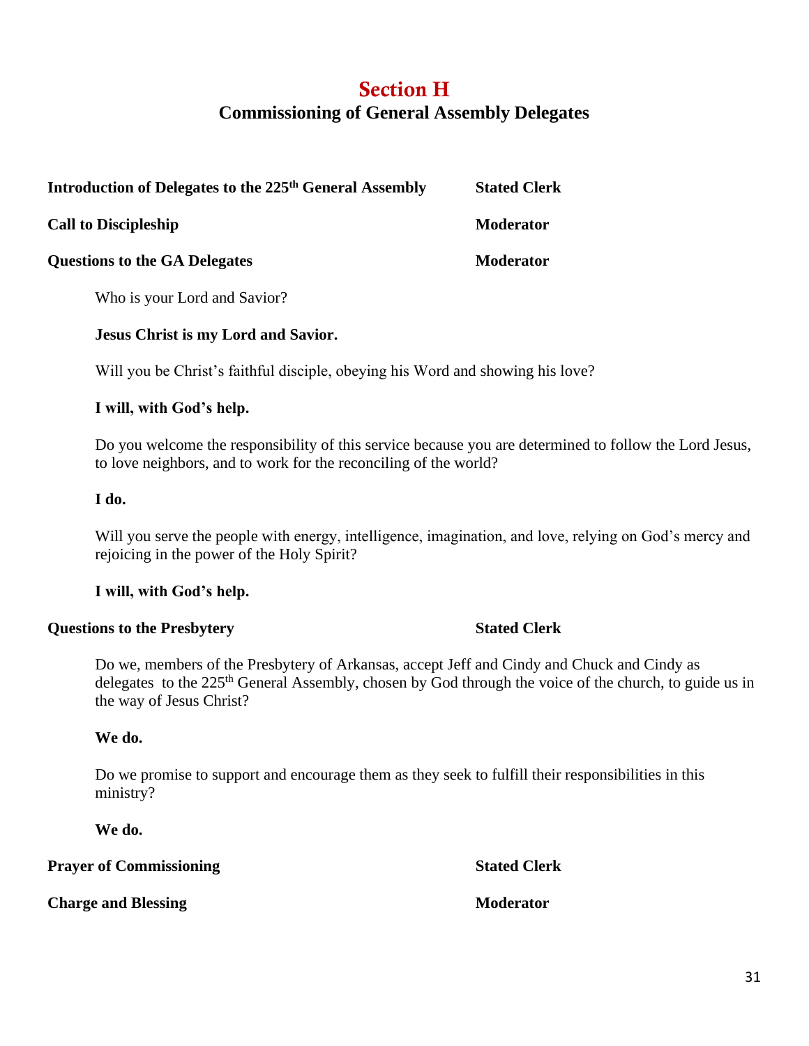# Section H

## Commissioning of General Assembly Delegates

**Introduction of Delegates to the 225th General Assembly** — **Stated Clerk**

**Call to Discipleship** — **Moderator**

**Questions to the GA Delegates** — **Moderator**

Who is your Lord and Savior?

**Jesus Christ is my Lord and Savior.**

Will you be Christ's faithful disciple, obeying his Word and showing his love?

**I will, with God's help.**

Do you welcome the responsibility of this service because you are determined to follow the Lord Jesus, to love neighbors, and to work for the reconciling of the world?

**I do.**

Will you serve the people with energy, intelligence, imagination, and love, relying on God's mercy and rejoicing in the power of the Holy Spirit?

**I will, with God's help.**

**Questions to the Presbytery** — **Stated Clerk**

Do we, members of the Presbytery of Arkansas, accept Jeff and Cindy and Chuck and Cindy as delegates to the 225th General Assembly, chosen by God through the voice of the church, to guide us in the way of Jesus Christ?

**We do.**

Do we promise to support and encourage them as they seek to fulfill their responsibilities in this ministry?

**We do.**

**Prayer of Commissioning** — **Stated Clerk**

**Charge and Blessing** — **Moderator**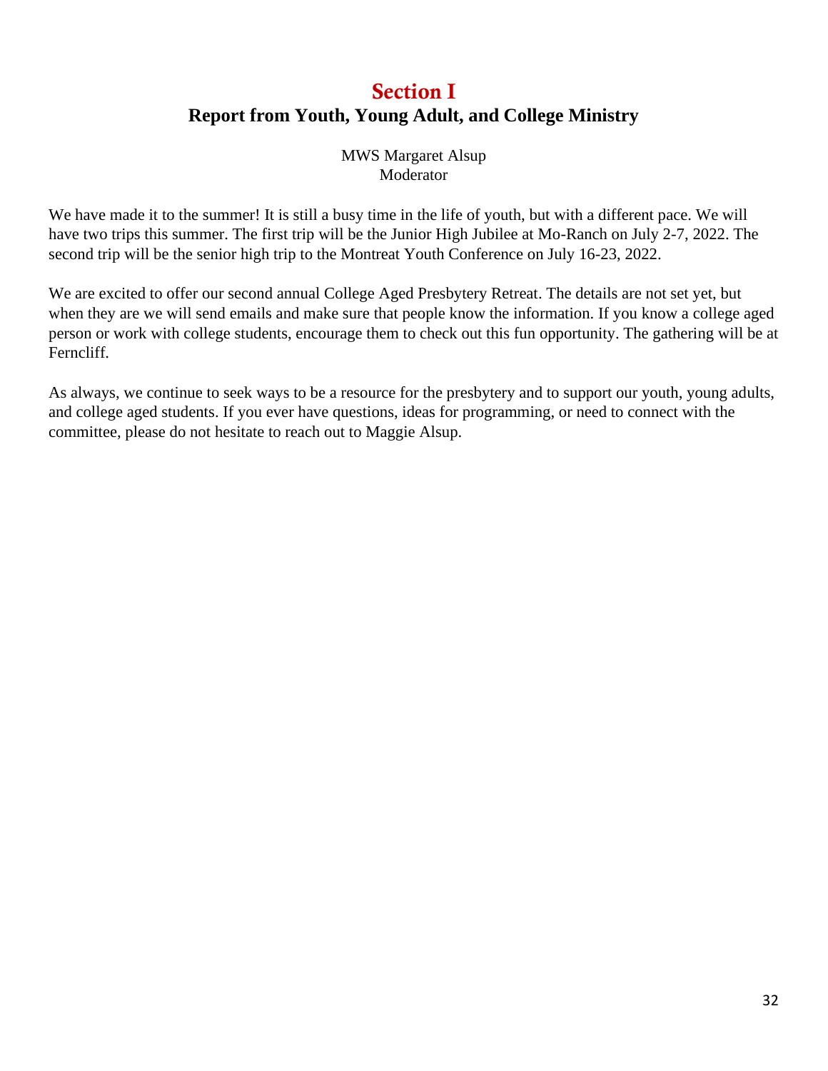# Section I

## Report from Youth, Young Adult, and College Ministry

MWS Margaret Alsup
Moderator

We have made it to the summer! It is still a busy time in the life of youth, but with a different pace. We will have two trips this summer. The first trip will be the Junior High Jubilee at Mo-Ranch on July 2-7, 2022. The second trip will be the senior high trip to the Montreat Youth Conference on July 16-23, 2022.

We are excited to offer our second annual College Aged Presbytery Retreat. The details are not set yet, but when they are we will send emails and make sure that people know the information. If you know a college aged person or work with college students, encourage them to check out this fun opportunity. The gathering will be at Ferncliff.

As always, we continue to seek ways to be a resource for the presbytery and to support our youth, young adults, and college aged students. If you ever have questions, ideas for programming, or need to connect with the committee, please do not hesitate to reach out to Maggie Alsup.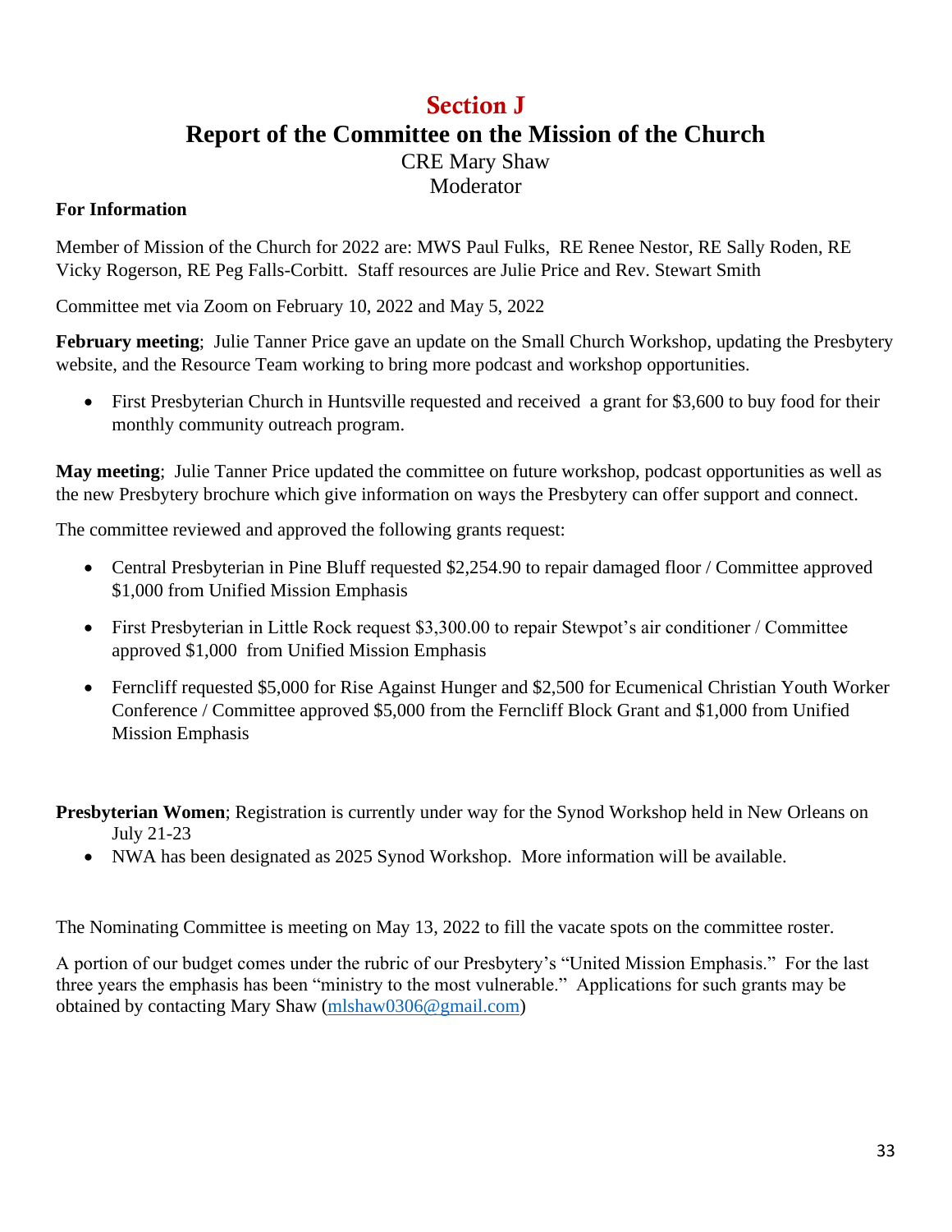# Section J

## Report of the Committee on the Mission of the Church

CRE Mary Shaw
Moderator

**For Information**

Member of Mission of the Church for 2022 are: MWS Paul Fulks, RE Renee Nestor, RE Sally Roden, RE Vicky Rogerson, RE Peg Falls-Corbitt. Staff resources are Julie Price and Rev. Stewart Smith

Committee met via Zoom on February 10, 2022 and May 5, 2022

**February meeting**; Julie Tanner Price gave an update on the Small Church Workshop, updating the Presbytery website, and the Resource Team working to bring more podcast and workshop opportunities.

- First Presbyterian Church in Huntsville requested and received a grant for $3,600 to buy food for their monthly community outreach program.

**May meeting**; Julie Tanner Price updated the committee on future workshop, podcast opportunities as well as the new Presbytery brochure which give information on ways the Presbytery can offer support and connect.

The committee reviewed and approved the following grants request:

- Central Presbyterian in Pine Bluff requested $2,254.90 to repair damaged floor / Committee approved $1,000 from Unified Mission Emphasis
- First Presbyterian in Little Rock request $3,300.00 to repair Stewpot's air conditioner / Committee approved $1,000 from Unified Mission Emphasis
- Ferncliff requested $5,000 for Rise Against Hunger and $2,500 for Ecumenical Christian Youth Worker Conference / Committee approved $5,000 from the Ferncliff Block Grant and $1,000 from Unified Mission Emphasis

**Presbyterian Women**; Registration is currently under way for the Synod Workshop held in New Orleans on July 21-23

- NWA has been designated as 2025 Synod Workshop. More information will be available.

The Nominating Committee is meeting on May 13, 2022 to fill the vacate spots on the committee roster.

A portion of our budget comes under the rubric of our Presbytery's "United Mission Emphasis." For the last three years the emphasis has been "ministry to the most vulnerable." Applications for such grants may be obtained by contacting Mary Shaw (mlshaw0306@gmail.com)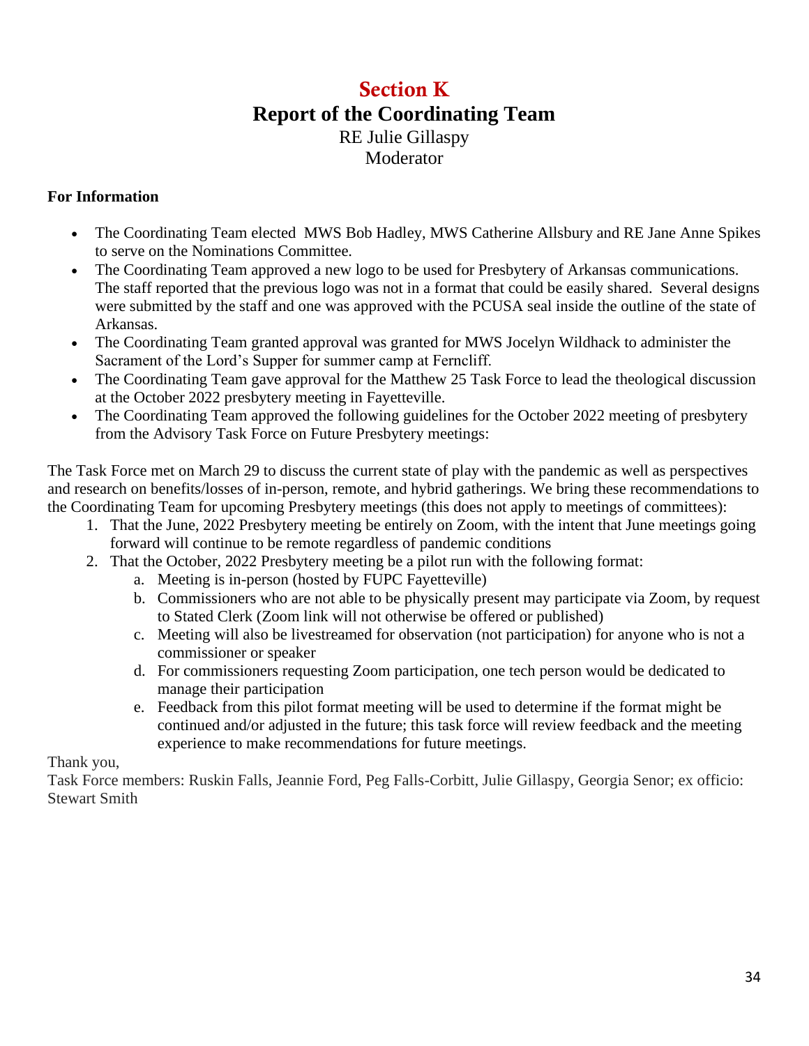# Section K

## Report of the Coordinating Team

RE Julie Gillaspy
Moderator

**For Information**

- The Coordinating Team elected MWS Bob Hadley, MWS Catherine Allsbury and RE Jane Anne Spikes to serve on the Nominations Committee.
- The Coordinating Team approved a new logo to be used for Presbytery of Arkansas communications. The staff reported that the previous logo was not in a format that could be easily shared. Several designs were submitted by the staff and one was approved with the PCUSA seal inside the outline of the state of Arkansas.
- The Coordinating Team granted approval was granted for MWS Jocelyn Wildhack to administer the Sacrament of the Lord's Supper for summer camp at Ferncliff.
- The Coordinating Team gave approval for the Matthew 25 Task Force to lead the theological discussion at the October 2022 presbytery meeting in Fayetteville.
- The Coordinating Team approved the following guidelines for the October 2022 meeting of presbytery from the Advisory Task Force on Future Presbytery meetings:

The Task Force met on March 29 to discuss the current state of play with the pandemic as well as perspectives and research on benefits/losses of in-person, remote, and hybrid gatherings. We bring these recommendations to the Coordinating Team for upcoming Presbytery meetings (this does not apply to meetings of committees):

1. That the June, 2022 Presbytery meeting be entirely on Zoom, with the intent that June meetings going forward will continue to be remote regardless of pandemic conditions
2. That the October, 2022 Presbytery meeting be a pilot run with the following format:
   a. Meeting is in-person (hosted by FUPC Fayetteville)
   b. Commissioners who are not able to be physically present may participate via Zoom, by request to Stated Clerk (Zoom link will not otherwise be offered or published)
   c. Meeting will also be livestreamed for observation (not participation) for anyone who is not a commissioner or speaker
   d. For commissioners requesting Zoom participation, one tech person would be dedicated to manage their participation
   e. Feedback from this pilot format meeting will be used to determine if the format might be continued and/or adjusted in the future; this task force will review feedback and the meeting experience to make recommendations for future meetings.

Thank you,
Task Force members: Ruskin Falls, Jeannie Ford, Peg Falls-Corbitt, Julie Gillaspy, Georgia Senor; ex officio: Stewart Smith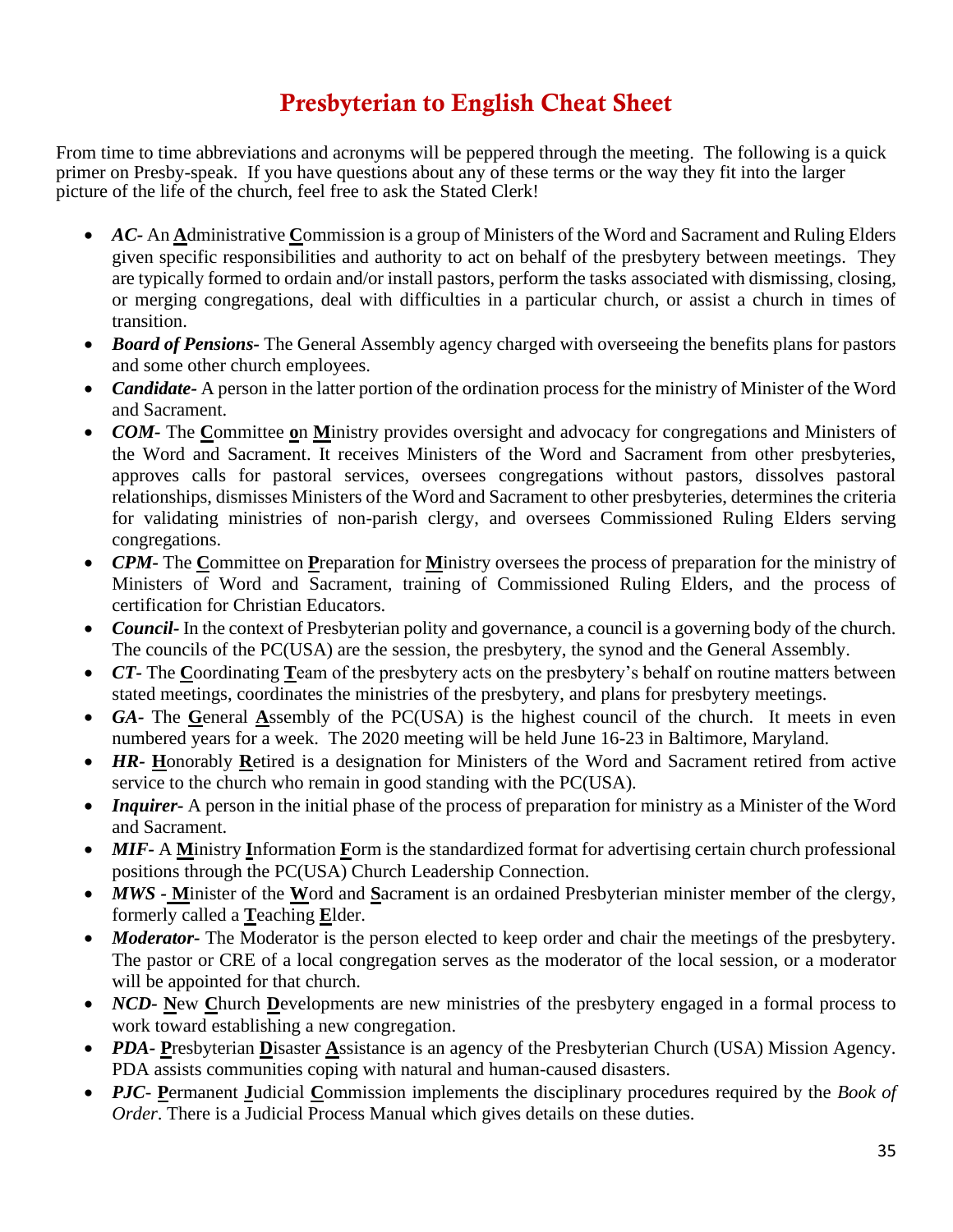# Presbyterian to English Cheat Sheet

From time to time abbreviations and acronyms will be peppered through the meeting. The following is a quick primer on Presby-speak. If you have questions about any of these terms or the way they fit into the larger picture of the life of the church, feel free to ask the Stated Clerk!

- ***AC-*** An **A**dministrative **C**ommission is a group of Ministers of the Word and Sacrament and Ruling Elders given specific responsibilities and authority to act on behalf of the presbytery between meetings. They are typically formed to ordain and/or install pastors, perform the tasks associated with dismissing, closing, or merging congregations, deal with difficulties in a particular church, or assist a church in times of transition.
- ***Board of Pensions-*** The General Assembly agency charged with overseeing the benefits plans for pastors and some other church employees.
- ***Candidate-*** A person in the latter portion of the ordination process for the ministry of Minister of the Word and Sacrament.
- ***COM-*** The **C**ommittee **o**n **M**inistry provides oversight and advocacy for congregations and Ministers of the Word and Sacrament. It receives Ministers of the Word and Sacrament from other presbyteries, approves calls for pastoral services, oversees congregations without pastors, dissolves pastoral relationships, dismisses Ministers of the Word and Sacrament to other presbyteries, determines the criteria for validating ministries of non-parish clergy, and oversees Commissioned Ruling Elders serving congregations.
- ***CPM-*** The **C**ommittee on **P**reparation for **M**inistry oversees the process of preparation for the ministry of Ministers of Word and Sacrament, training of Commissioned Ruling Elders, and the process of certification for Christian Educators.
- ***Council-*** In the context of Presbyterian polity and governance, a council is a governing body of the church. The councils of the PC(USA) are the session, the presbytery, the synod and the General Assembly.
- ***CT-*** The **C**oordinating **T**eam of the presbytery acts on the presbytery's behalf on routine matters between stated meetings, coordinates the ministries of the presbytery, and plans for presbytery meetings.
- ***GA-*** The **G**eneral **A**ssembly of the PC(USA) is the highest council of the church. It meets in even numbered years for a week. The 2020 meeting will be held June 16-23 in Baltimore, Maryland.
- ***HR-*** **H**onorably **R**etired is a designation for Ministers of the Word and Sacrament retired from active service to the church who remain in good standing with the PC(USA).
- ***Inquirer-*** A person in the initial phase of the process of preparation for ministry as a Minister of the Word and Sacrament.
- ***MIF-*** A **M**inistry **I**nformation **F**orm is the standardized format for advertising certain church professional positions through the PC(USA) Church Leadership Connection.
- ***MWS*** **- M**inister of the **W**ord and **S**acrament is an ordained Presbyterian minister member of the clergy, formerly called a **T**eaching **E**lder.
- ***Moderator-*** The Moderator is the person elected to keep order and chair the meetings of the presbytery. The pastor or CRE of a local congregation serves as the moderator of the local session, or a moderator will be appointed for that church.
- ***NCD-*** **N**ew **C**hurch **D**evelopments are new ministries of the presbytery engaged in a formal process to work toward establishing a new congregation.
- ***PDA-*** **P**resbyterian **D**isaster **A**ssistance is an agency of the Presbyterian Church (USA) Mission Agency. PDA assists communities coping with natural and human-caused disasters.
- ***PJC-*** **P**ermanent **J**udicial **C**ommission implements the disciplinary procedures required by the *Book of Order*. There is a Judicial Process Manual which gives details on these duties.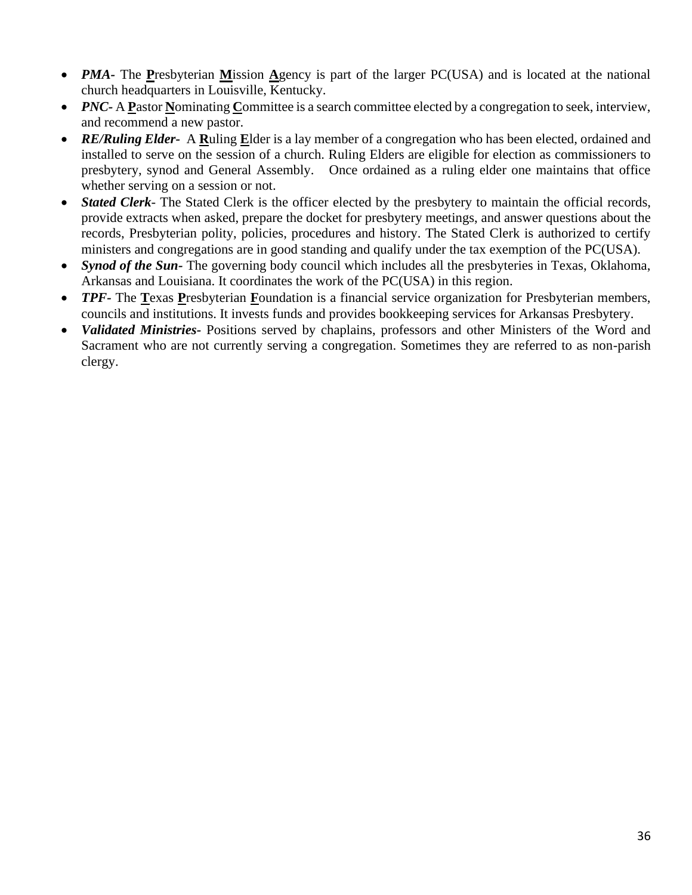- ***PMA-*** The **P**resbyterian **M**ission **A**gency is part of the larger PC(USA) and is located at the national church headquarters in Louisville, Kentucky.
- ***PNC-*** A **P**astor **N**ominating **C**ommittee is a search committee elected by a congregation to seek, interview, and recommend a new pastor.
- ***RE/Ruling Elder-*** A **R**uling **E**lder is a lay member of a congregation who has been elected, ordained and installed to serve on the session of a church. Ruling Elders are eligible for election as commissioners to presbytery, synod and General Assembly. Once ordained as a ruling elder one maintains that office whether serving on a session or not.
- ***Stated Clerk*** - The Stated Clerk is the officer elected by the presbytery to maintain the official records, provide extracts when asked, prepare the docket for presbytery meetings, and answer questions about the records, Presbyterian polity, policies, procedures and history. The Stated Clerk is authorized to certify ministers and congregations are in good standing and qualify under the tax exemption of the PC(USA).
- ***Synod of the Sun-*** The governing body council which includes all the presbyteries in Texas, Oklahoma, Arkansas and Louisiana. It coordinates the work of the PC(USA) in this region.
- ***TPF-*** The **T**exas **P**resbyterian **F**oundation is a financial service organization for Presbyterian members, councils and institutions. It invests funds and provides bookkeeping services for Arkansas Presbytery.
- ***Validated Ministries-*** Positions served by chaplains, professors and other Ministers of the Word and Sacrament who are not currently serving a congregation. Sometimes they are referred to as non-parish clergy.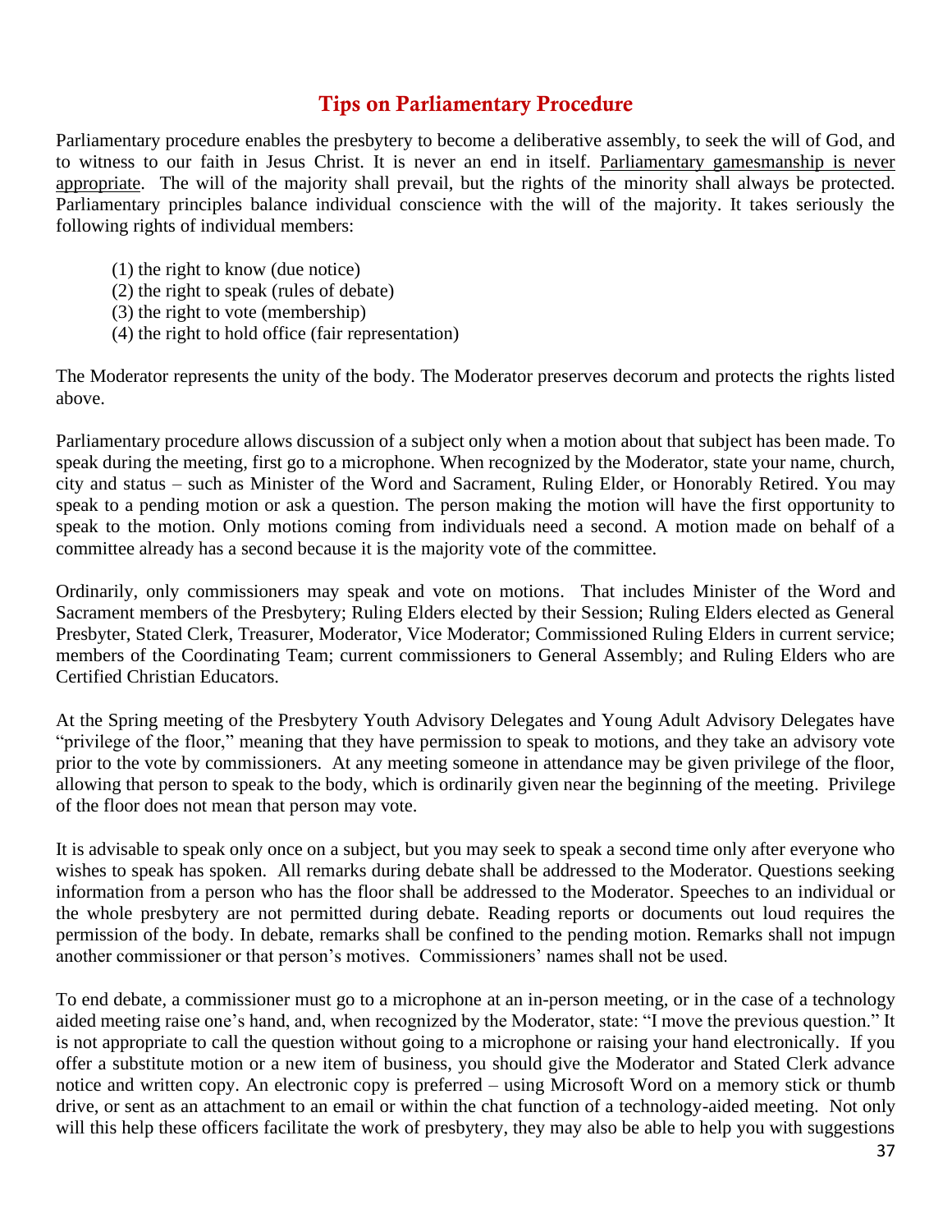## Tips on Parliamentary Procedure

Parliamentary procedure enables the presbytery to become a deliberative assembly, to seek the will of God, and to witness to our faith in Jesus Christ. It is never an end in itself. <u>Parliamentary gamesmanship is never appropriate</u>. The will of the majority shall prevail, but the rights of the minority shall always be protected. Parliamentary principles balance individual conscience with the will of the majority. It takes seriously the following rights of individual members:

(1) the right to know (due notice)
(2) the right to speak (rules of debate)
(3) the right to vote (membership)
(4) the right to hold office (fair representation)

The Moderator represents the unity of the body. The Moderator preserves decorum and protects the rights listed above.

Parliamentary procedure allows discussion of a subject only when a motion about that subject has been made. To speak during the meeting, first go to a microphone. When recognized by the Moderator, state your name, church, city and status – such as Minister of the Word and Sacrament, Ruling Elder, or Honorably Retired. You may speak to a pending motion or ask a question. The person making the motion will have the first opportunity to speak to the motion. Only motions coming from individuals need a second. A motion made on behalf of a committee already has a second because it is the majority vote of the committee.

Ordinarily, only commissioners may speak and vote on motions. That includes Minister of the Word and Sacrament members of the Presbytery; Ruling Elders elected by their Session; Ruling Elders elected as General Presbyter, Stated Clerk, Treasurer, Moderator, Vice Moderator; Commissioned Ruling Elders in current service; members of the Coordinating Team; current commissioners to General Assembly; and Ruling Elders who are Certified Christian Educators.

At the Spring meeting of the Presbytery Youth Advisory Delegates and Young Adult Advisory Delegates have "privilege of the floor," meaning that they have permission to speak to motions, and they take an advisory vote prior to the vote by commissioners. At any meeting someone in attendance may be given privilege of the floor, allowing that person to speak to the body, which is ordinarily given near the beginning of the meeting. Privilege of the floor does not mean that person may vote.

It is advisable to speak only once on a subject, but you may seek to speak a second time only after everyone who wishes to speak has spoken. All remarks during debate shall be addressed to the Moderator. Questions seeking information from a person who has the floor shall be addressed to the Moderator. Speeches to an individual or the whole presbytery are not permitted during debate. Reading reports or documents out loud requires the permission of the body. In debate, remarks shall be confined to the pending motion. Remarks shall not impugn another commissioner or that person's motives. Commissioners' names shall not be used.

To end debate, a commissioner must go to a microphone at an in-person meeting, or in the case of a technology aided meeting raise one's hand, and, when recognized by the Moderator, state: "I move the previous question." It is not appropriate to call the question without going to a microphone or raising your hand electronically. If you offer a substitute motion or a new item of business, you should give the Moderator and Stated Clerk advance notice and written copy. An electronic copy is preferred – using Microsoft Word on a memory stick or thumb drive, or sent as an attachment to an email or within the chat function of a technology-aided meeting. Not only will this help these officers facilitate the work of presbytery, they may also be able to help you with suggestions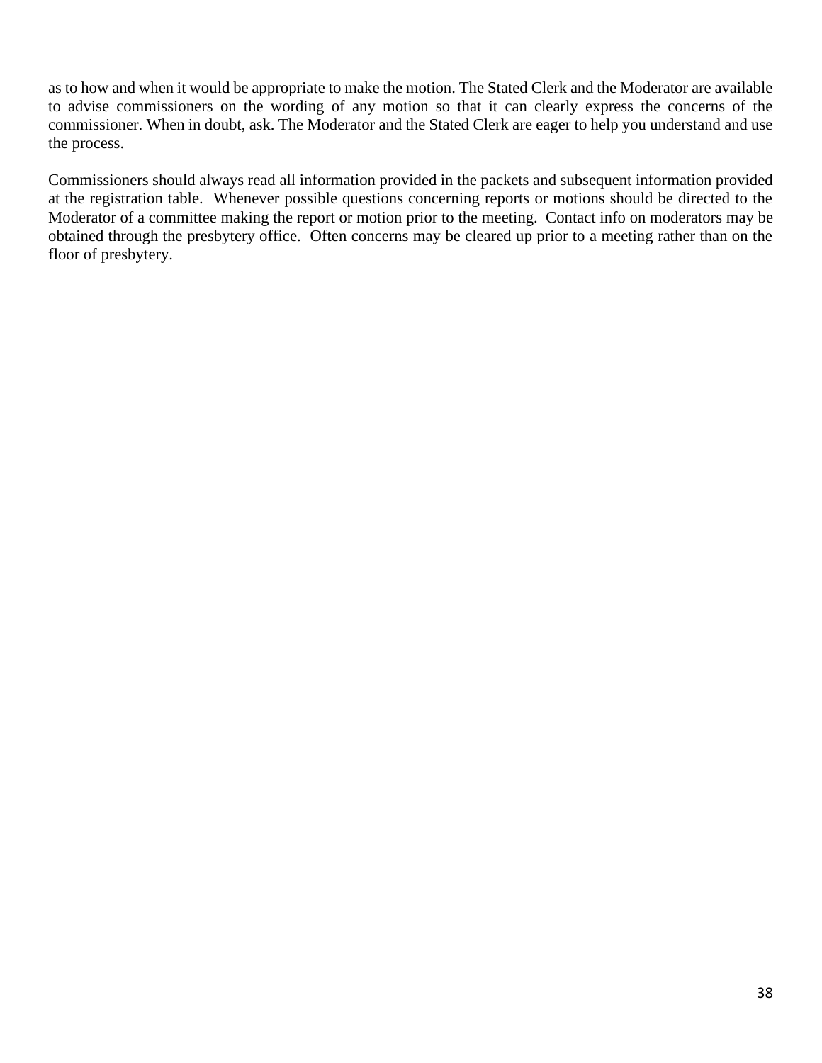as to how and when it would be appropriate to make the motion. The Stated Clerk and the Moderator are available to advise commissioners on the wording of any motion so that it can clearly express the concerns of the commissioner. When in doubt, ask. The Moderator and the Stated Clerk are eager to help you understand and use the process.

Commissioners should always read all information provided in the packets and subsequent information provided at the registration table. Whenever possible questions concerning reports or motions should be directed to the Moderator of a committee making the report or motion prior to the meeting. Contact info on moderators may be obtained through the presbytery office. Often concerns may be cleared up prior to a meeting rather than on the floor of presbytery.